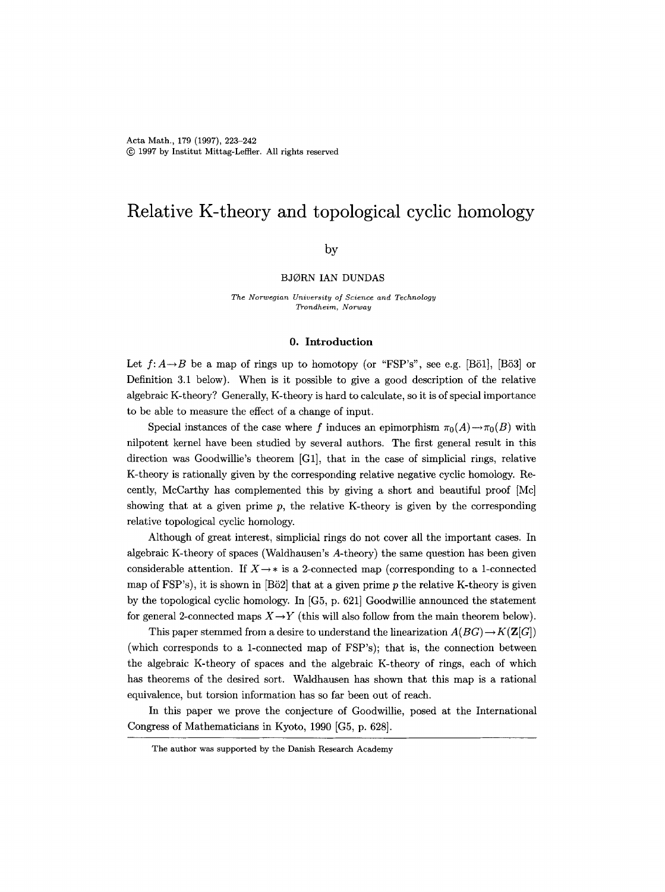# Relative K-theory and topological cyclic homology

by

BJØRN IAN DUNDAS

*The Norwegian University of Science and Technology*
*Trondheim, Norway*

## 0. Introduction

Let $f: A \to B$ be a map of rings up to homotopy (or "FSP's", see e.g. [Bö1], [Bö3] or Definition 3.1 below). When is it possible to give a good description of the relative algebraic K-theory? Generally, K-theory is hard to calculate, so it is of special importance to be able to measure the effect of a change of input.

Special instances of the case where $f$ induces an epimorphism $\pi_0(A) \to \pi_0(B)$ with nilpotent kernel have been studied by several authors. The first general result in this direction was Goodwillie's theorem [G1], that in the case of simplicial rings, relative K-theory is rationally given by the corresponding relative negative cyclic homology. Recently, McCarthy has complemented this by giving a short and beautiful proof [Mc] showing that at a given prime $p$, the relative K-theory is given by the corresponding relative topological cyclic homology.

Although of great interest, simplicial rings do not cover all the important cases. In algebraic K-theory of spaces (Waldhausen's $A$-theory) the same question has been given considerable attention. If $X \to *$ is a 2-connected map (corresponding to a 1-connected map of FSP's), it is shown in [Bö2] that at a given prime $p$ the relative K-theory is given by the topological cyclic homology. In [G5, p. 621] Goodwillie announced the statement for general 2-connected maps $X \to Y$ (this will also follow from the main theorem below).

This paper stemmed from a desire to understand the linearization $A(BG) \to K(\mathbf{Z}[G])$ (which corresponds to a 1-connected map of FSP's); that is, the connection between the algebraic K-theory of spaces and the algebraic K-theory of rings, each of which has theorems of the desired sort. Waldhausen has shown that this map is a rational equivalence, but torsion information has so far been out of reach.

In this paper we prove the conjecture of Goodwillie, posed at the International Congress of Mathematicians in Kyoto, 1990 [G5, p. 628].

The author was supported by the Danish Research Academy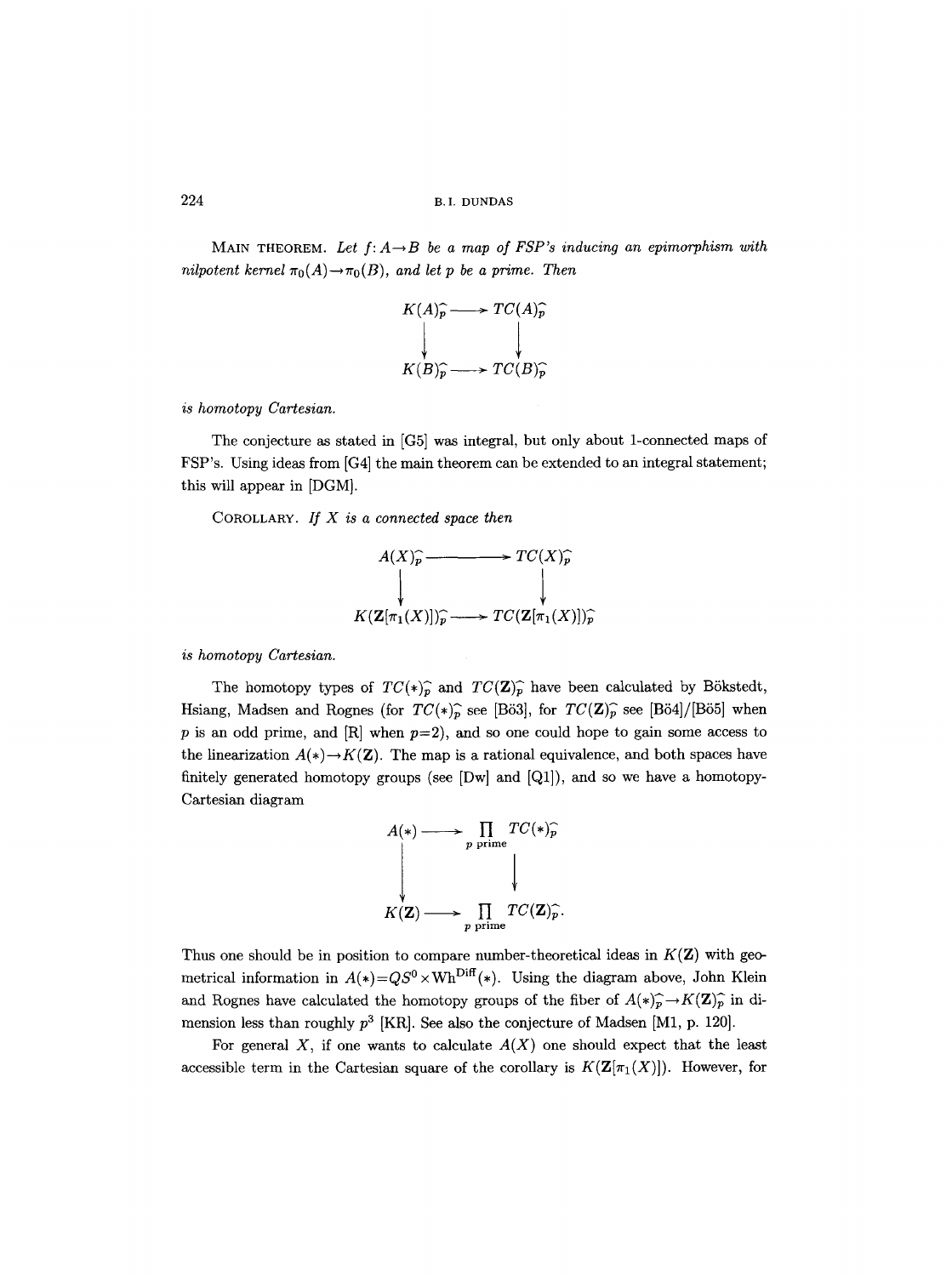**Main theorem.** *Let $f\colon A\to B$ be a map of FSP's inducing an epimorphism with nilpotent kernel $\pi_0(A)\to\pi_0(B)$, and let $p$ be a prime. Then*

$$\begin{array}{ccc} K(A)^\wedge_p & \longrightarrow & TC(A)^\wedge_p \\ \downarrow & & \downarrow \\ K(B)^\wedge_p & \longrightarrow & TC(B)^\wedge_p \end{array}$$

*is homotopy Cartesian.*

The conjecture as stated in [G5] was integral, but only about 1-connected maps of FSP's. Using ideas from [G4] the main theorem can be extended to an integral statement; this will appear in [DGM].

**Corollary.** *If $X$ is a connected space then*

$$\begin{array}{ccc} A(X)^\wedge_p & \longrightarrow & TC(X)^\wedge_p \\ \downarrow & & \downarrow \\ K(\mathbf{Z}[\pi_1(X)])^\wedge_p & \longrightarrow & TC(\mathbf{Z}[\pi_1(X)])^\wedge_p \end{array}$$

*is homotopy Cartesian.*

The homotopy types of $TC(*)^\wedge_p$ and $TC(\mathbf{Z})^\wedge_p$ have been calculated by Bökstedt, Hsiang, Madsen and Rognes (for $TC(*)^\wedge_p$ see [Bö3], for $TC(\mathbf{Z})^\wedge_p$ see [Bö4]/[Bö5] when $p$ is an odd prime, and [R] when $p=2$), and so one could hope to gain some access to the linearization $A(*)\to K(\mathbf{Z})$. The map is a rational equivalence, and both spaces have finitely generated homotopy groups (see [Dw] and [Q1]), and so we have a homotopy-Cartesian diagram

$$\begin{array}{ccc} A(*) & \longrightarrow & \prod_{p \text{ prime}} TC(*)^\wedge_p \\ \downarrow & & \downarrow \\ K(\mathbf{Z}) & \longrightarrow & \prod_{p \text{ prime}} TC(\mathbf{Z})^\wedge_p. \end{array}$$

Thus one should be in position to compare number-theoretical ideas in $K(\mathbf{Z})$ with geometrical information in $A(*)=QS^0\times \mathrm{Wh}^{\mathrm{Diff}}(*)$. Using the diagram above, John Klein and Rognes have calculated the homotopy groups of the fiber of $A(*)^\wedge_p\to K(\mathbf{Z})^\wedge_p$ in dimension less than roughly $p^3$ [KR]. See also the conjecture of Madsen [M1, p. 120].

For general $X$, if one wants to calculate $A(X)$ one should expect that the least accessible term in the Cartesian square of the corollary is $K(\mathbf{Z}[\pi_1(X)])$. However, for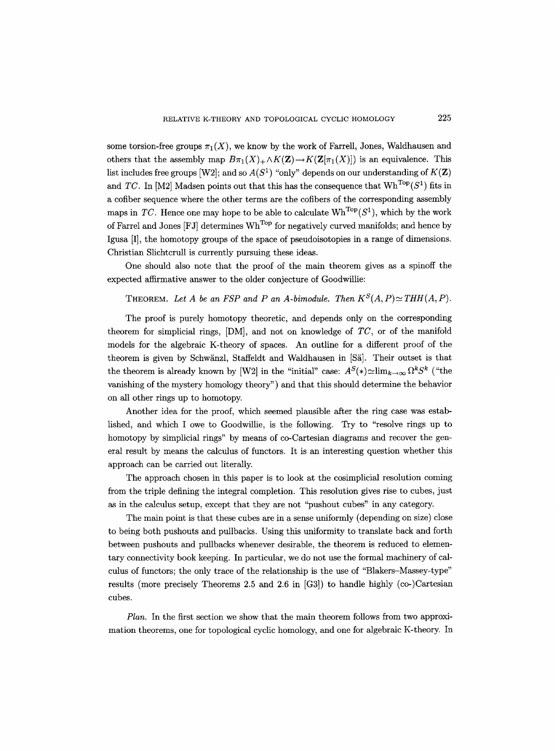some torsion-free groups $\pi_1(X)$, we know by the work of Farrell, Jones, Waldhausen and others that the assembly map $B\pi_1(X)_+ \wedge K(\mathbf{Z}) \to K(\mathbf{Z}[\pi_1(X)])$ is an equivalence. This list includes free groups [W2]; and so $A(S^1)$ "only" depends on our understanding of $K(\mathbf{Z})$ and $TC$. In [M2] Madsen points out that this has the consequence that $\mathrm{Wh}^{\mathrm{Top}}(S^1)$ fits in a cofiber sequence where the other terms are the cofibers of the corresponding assembly maps in $TC$. Hence one may hope to be able to calculate $\mathrm{Wh}^{\mathrm{Top}}(S^1)$, which by the work of Farrel and Jones [FJ] determines $\mathrm{Wh}^{\mathrm{Top}}$ for negatively curved manifolds; and hence by Igusa [I], the homotopy groups of the space of pseudoisotopies in a range of dimensions. Christian Slichtcrull is currently pursuing these ideas.

One should also note that the proof of the main theorem gives as a spinoff the expected affirmative answer to the older conjecture of Goodwillie:

THEOREM. *Let $A$ be an FSP and $P$ an $A$-bimodule. Then $K^S(A,P) \simeq THH(A,P)$.*

The proof is purely homotopy theoretic, and depends only on the corresponding theorem for simplicial rings, [DM], and not on knowledge of $TC$, or of the manifold models for the algebraic K-theory of spaces. An outline for a different proof of the theorem is given by Schwänzl, Staffeldt and Waldhausen in [Sä]. Their outset is that the theorem is already known by [W2] in the "initial" case: $A^S(*) \simeq \lim_{k\to\infty} \Omega^k S^k$ ("the vanishing of the mystery homology theory") and that this should determine the behavior on all other rings up to homotopy.

Another idea for the proof, which seemed plausible after the ring case was established, and which I owe to Goodwillie, is the following. Try to "resolve rings up to homotopy by simplicial rings" by means of co-Cartesian diagrams and recover the general result by means the calculus of functors. It is an interesting question whether this approach can be carried out literally.

The approach chosen in this paper is to look at the cosimplicial resolution coming from the triple defining the integral completion. This resolution gives rise to cubes, just as in the calculus setup, except that they are not "pushout cubes" in any category.

The main point is that these cubes are in a sense uniformly (depending on size) close to being both pushouts and pullbacks. Using this uniformity to translate back and forth between pushouts and pullbacks whenever desirable, the theorem is reduced to elementary connectivity book keeping. In particular, we do not use the formal machinery of calculus of functors; the only trace of the relationship is the use of "Blakers–Massey-type" results (more precisely Theorems 2.5 and 2.6 in [G3]) to handle highly (co-)Cartesian cubes.

*Plan.* In the first section we show that the main theorem follows from two approximation theorems, one for topological cyclic homology, and one for algebraic K-theory. In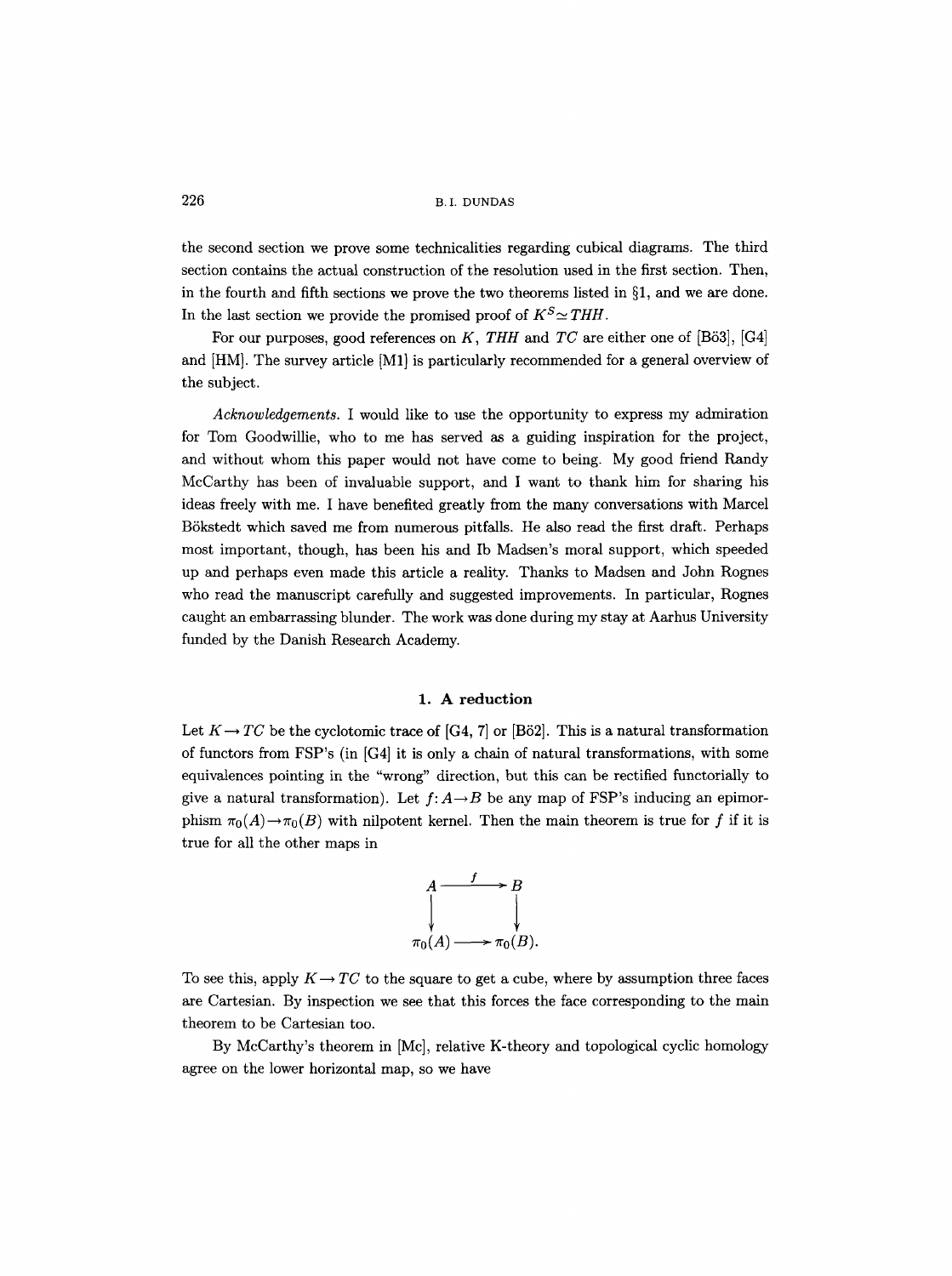the second section we prove some technicalities regarding cubical diagrams. The third section contains the actual construction of the resolution used in the first section. Then, in the fourth and fifth sections we prove the two theorems listed in §1, and we are done. In the last section we provide the promised proof of $K^S \simeq THH$.

For our purposes, good references on $K$, $THH$ and $TC$ are either one of [Bö3], [G4] and [HM]. The survey article [M1] is particularly recommended for a general overview of the subject.

*Acknowledgements.* I would like to use the opportunity to express my admiration for Tom Goodwillie, who to me has served as a guiding inspiration for the project, and without whom this paper would not have come to being. My good friend Randy McCarthy has been of invaluable support, and I want to thank him for sharing his ideas freely with me. I have benefited greatly from the many conversations with Marcel Bökstedt which saved me from numerous pitfalls. He also read the first draft. Perhaps most important, though, has been his and Ib Madsen's moral support, which speeded up and perhaps even made this article a reality. Thanks to Madsen and John Rognes who read the manuscript carefully and suggested improvements. In particular, Rognes caught an embarrassing blunder. The work was done during my stay at Aarhus University funded by the Danish Research Academy.

## 1. A reduction

Let $K \to TC$ be the cyclotomic trace of [G4, 7] or [Bö2]. This is a natural transformation of functors from FSP's (in [G4] it is only a chain of natural transformations, with some equivalences pointing in the "wrong" direction, but this can be rectified functorially to give a natural transformation). Let $f: A \to B$ be any map of FSP's inducing an epimorphism $\pi_0(A) \to \pi_0(B)$ with nilpotent kernel. Then the main theorem is true for $f$ if it is true for all the other maps in

$$\begin{array}{ccc} A & \xrightarrow{f} & B \\ \downarrow & & \downarrow \\ \pi_0(A) & \longrightarrow & \pi_0(B). \end{array}$$

To see this, apply $K \to TC$ to the square to get a cube, where by assumption three faces are Cartesian. By inspection we see that this forces the face corresponding to the main theorem to be Cartesian too.

By McCarthy's theorem in [Mc], relative K-theory and topological cyclic homology agree on the lower horizontal map, so we have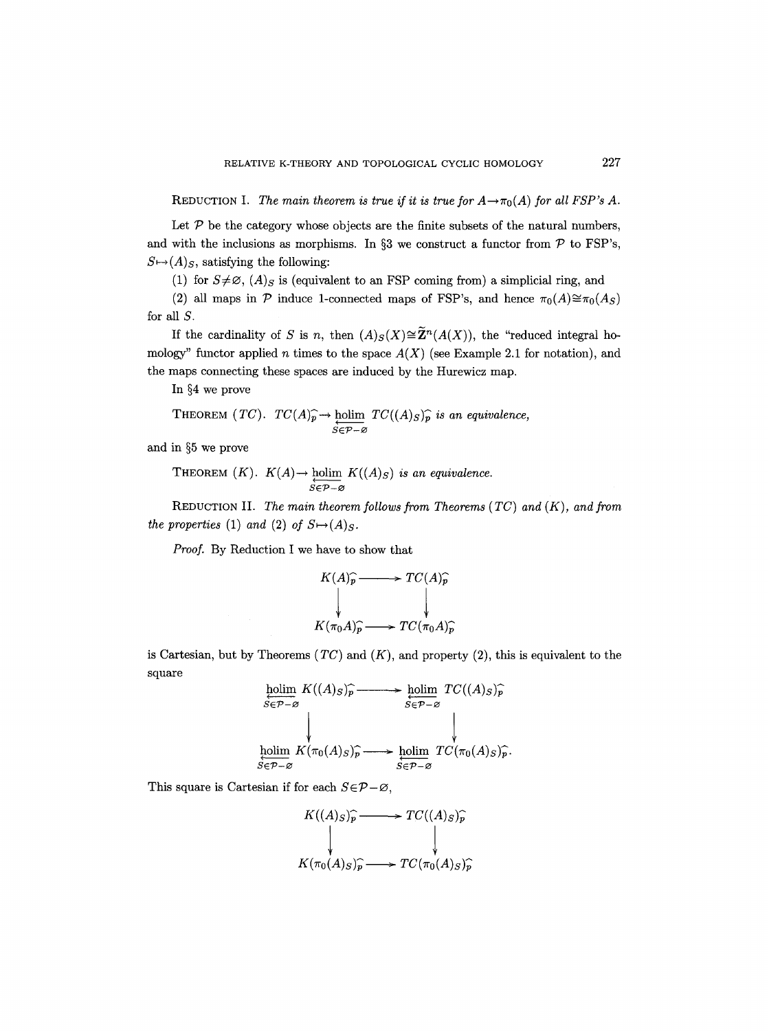REDUCTION I. *The main theorem is true if it is true for $A \to \pi_0(A)$ for all FSP's $A$.*

Let $\mathcal{P}$ be the category whose objects are the finite subsets of the natural numbers, and with the inclusions as morphisms. In §3 we construct a functor from $\mathcal{P}$ to FSP's, $S \mapsto (A)_S$, satisfying the following:

(1) for $S \neq \varnothing$, $(A)_S$ is (equivalent to an FSP coming from) a simplicial ring, and

(2) all maps in $\mathcal{P}$ induce 1-connected maps of FSP's, and hence $\pi_0(A) \cong \pi_0(A_S)$ for all $S$.

If the cardinality of $S$ is $n$, then $(A)_S(X) \cong \tilde{\mathbf{Z}}^n(A(X))$, the "reduced integral homology" functor applied $n$ times to the space $A(X)$ (see Example 2.1 for notation), and the maps connecting these spaces are induced by the Hurewicz map.

In §4 we prove

THEOREM $(TC)$. *$TC(A)\hat{}_p \to \operatorname{holim}_{\overleftarrow{S \in \mathcal{P} - \varnothing}} TC((A)_S)\hat{}_p$ is an equivalence,*

and in §5 we prove

THEOREM $(K)$. *$K(A) \to \operatorname{holim}_{\overleftarrow{S \in \mathcal{P} - \varnothing}} K((A)_S)$ is an equivalence.*

REDUCTION II. *The main theorem follows from Theorems $(TC)$ and $(K)$, and from the properties (1) and (2) of $S \mapsto (A)_S$.*

*Proof.* By Reduction I we have to show that

$$\begin{array}{ccc} K(A)\hat{}_p & \longrightarrow & TC(A)\hat{}_p \\ \downarrow & & \downarrow \\ K(\pi_0 A)\hat{}_p & \longrightarrow & TC(\pi_0 A)\hat{}_p \end{array}$$

is Cartesian, but by Theorems $(TC)$ and $(K)$, and property (2), this is equivalent to the square

$$\begin{array}{ccc} \operatorname{holim}_{\overleftarrow{S \in \mathcal{P} - \varnothing}} K((A)_S)\hat{}_p & \longrightarrow & \operatorname{holim}_{\overleftarrow{S \in \mathcal{P} - \varnothing}} TC((A)_S)\hat{}_p \\ \downarrow & & \downarrow \\ \operatorname{holim}_{\overleftarrow{S \in \mathcal{P} - \varnothing}} K(\pi_0(A)_S)\hat{}_p & \longrightarrow & \operatorname{holim}_{\overleftarrow{S \in \mathcal{P} - \varnothing}} TC(\pi_0(A)_S)\hat{}_p. \end{array}$$

This square is Cartesian if for each $S \in \mathcal{P} - \varnothing$,

$$\begin{array}{ccc} K((A)_S)\hat{}_p & \longrightarrow & TC((A)_S)\hat{}_p \\ \downarrow & & \downarrow \\ K(\pi_0(A)_S)\hat{}_p & \longrightarrow & TC(\pi_0(A)_S)\hat{}_p \end{array}$$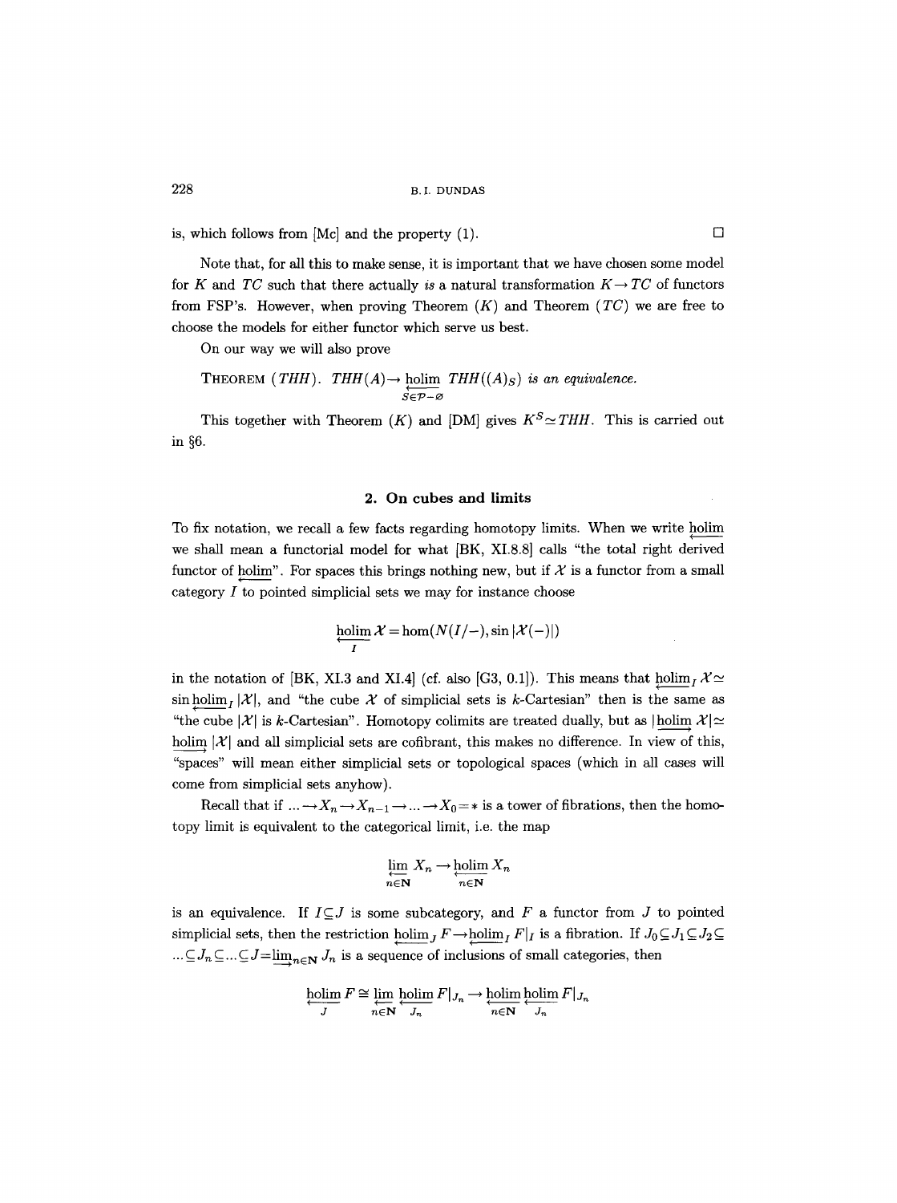is, which follows from [Mc] and the property (1). □

Note that, for all this to make sense, it is important that we have chosen some model for $K$ and $TC$ such that there actually *is* a natural transformation $K \to TC$ of functors from FSP's. However, when proving Theorem ($K$) and Theorem ($TC$) we are free to choose the models for either functor which serve us best.

On our way we will also prove

THEOREM ($THH$). *$THH(A) \to \underset{S \in \mathcal{P} - \varnothing}{\underleftarrow{\mathrm{holim}}}\ THH((A)_S)$ is an equivalence.*

This together with Theorem ($K$) and [DM] gives $K^S \simeq THH$. This is carried out in §6.

## 2. On cubes and limits

To fix notation, we recall a few facts regarding homotopy limits. When we write $\underleftarrow{\mathrm{holim}}$ we shall mean a functorial model for what [BK, XI.8.8] calls "the total right derived functor of $\underleftarrow{\mathrm{holim}}$". For spaces this brings nothing new, but if $\mathcal{X}$ is a functor from a small category $I$ to pointed simplicial sets we may for instance choose

$$\underset{I}{\underleftarrow{\mathrm{holim}}}\, \mathcal{X} = \hom(N(I/-), \sin|\mathcal{X}(-)|)$$

in the notation of [BK, XI.3 and XI.4] (cf. also [G3, 0.1]). This means that $\underleftarrow{\mathrm{holim}}_I\, \mathcal{X} \simeq \sin \underleftarrow{\mathrm{holim}}_I\, |\mathcal{X}|$, and "the cube $\mathcal{X}$ of simplicial sets is $k$-Cartesian" then is the same as "the cube $|\mathcal{X}|$ is $k$-Cartesian". Homotopy colimits are treated dually, but as $|\underrightarrow{\mathrm{holim}}\, \mathcal{X}| \simeq \underrightarrow{\mathrm{holim}}\, |\mathcal{X}|$ and all simplicial sets are cofibrant, this makes no difference. In view of this, "spaces" will mean either simplicial sets or topological spaces (which in all cases will come from simplicial sets anyhow).

Recall that if $\ldots \to X_n \to X_{n-1} \to \ldots \to X_0 = *$ is a tower of fibrations, then the homotopy limit is equivalent to the categorical limit, i.e. the map

$$\underset{n \in \mathbf{N}}{\underleftarrow{\lim}}\, X_n \to \underset{n \in \mathbf{N}}{\underleftarrow{\mathrm{holim}}}\, X_n$$

is an equivalence. If $I \subseteq J$ is some subcategory, and $F$ a functor from $J$ to pointed simplicial sets, then the restriction $\underleftarrow{\mathrm{holim}}_J\, F \to \underleftarrow{\mathrm{holim}}_I\, F|_I$ is a fibration. If $J_0 \subseteq J_1 \subseteq J_2 \subseteq \ldots \subseteq J_n \subseteq \ldots \subseteq J = \underrightarrow{\lim}_{n \in \mathbf{N}}\, J_n$ is a sequence of inclusions of small categories, then

$$\underset{J}{\underleftarrow{\mathrm{holim}}}\, F \cong \underset{n \in \mathbf{N}}{\underleftarrow{\lim}}\, \underset{J_n}{\underleftarrow{\mathrm{holim}}}\, F|_{J_n} \to \underset{n \in \mathbf{N}}{\underleftarrow{\mathrm{holim}}}\, \underset{J_n}{\underleftarrow{\mathrm{holim}}}\, F|_{J_n}$$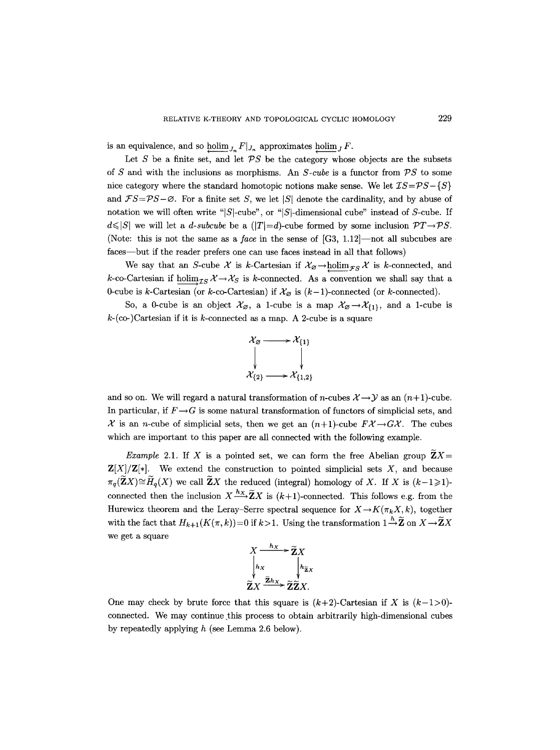is an equivalence, and so $\operatorname{holim}_{\overleftarrow{J_n}} F|_{J_n}$ approximates $\operatorname{holim}_{\overleftarrow{J}} F$.

Let $S$ be a finite set, and let $\mathcal{P}S$ be the category whose objects are the subsets of $S$ and with the inclusions as morphisms. An *$S$-cube* is a functor from $\mathcal{P}S$ to some nice category where the standard homotopic notions make sense. We let $\mathcal{I}S = \mathcal{P}S - \{S\}$ and $\mathcal{F}S = \mathcal{P}S - \varnothing$. For a finite set $S$, we let $|S|$ denote the cardinality, and by abuse of notation we will often write "$|S|$-cube", or "$|S|$-dimensional cube" instead of $S$-cube. If $d \leqslant |S|$ we will let a *$d$-subcube* be a $(|T| = d)$-cube formed by some inclusion $\mathcal{P}T \to \mathcal{P}S$. (Note: this is not the same as a *face* in the sense of [G3, 1.12]—not all subcubes are faces—but if the reader prefers one can use faces instead in all that follows)

We say that an $S$-cube $\mathcal{X}$ is $k$-Cartesian if $\mathcal{X}_\varnothing \to \operatorname{holim}_{\overleftarrow{\mathcal{F}S}} \mathcal{X}$ is $k$-connected, and $k$-co-Cartesian if $\operatorname{holim}_{\overrightarrow{\mathcal{I}S}} \mathcal{X} \to \mathcal{X}_S$ is $k$-connected. As a convention we shall say that a 0-cube is $k$-Cartesian (or $k$-co-Cartesian) if $\mathcal{X}_\varnothing$ is $(k-1)$-connected (or $k$-connected).

So, a 0-cube is an object $\mathcal{X}_\varnothing$, a 1-cube is a map $\mathcal{X}_\varnothing \to \mathcal{X}_{\{1\}}$, and a 1-cube is $k$-(co-)Cartesian if it is $k$-connected as a map. A 2-cube is a square

$$\begin{array}{ccc} \mathcal{X}_\varnothing & \longrightarrow & \mathcal{X}_{\{1\}} \\ \downarrow & & \downarrow \\ \mathcal{X}_{\{2\}} & \longrightarrow & \mathcal{X}_{\{1,2\}} \end{array}$$

and so on. We will regard a natural transformation of $n$-cubes $\mathcal{X} \to \mathcal{Y}$ as an $(n+1)$-cube. In particular, if $F \to G$ is some natural transformation of functors of simplicial sets, and $\mathcal{X}$ is an $n$-cube of simplicial sets, then we get an $(n+1)$-cube $F\mathcal{X} \to G\mathcal{X}$. The cubes which are important to this paper are all connected with the following example.

*Example* 2.1. If $X$ is a pointed set, we can form the free Abelian group $\widetilde{\mathbf{Z}}X = \mathbf{Z}[X]/\mathbf{Z}[*]$. We extend the construction to pointed simplicial sets $X$, and because $\pi_q(\widetilde{\mathbf{Z}}X) \cong \widetilde{H}_q(X)$ we call $\widetilde{\mathbf{Z}}X$ the reduced (integral) homology of $X$. If $X$ is $(k-1 \geqslant 1)$-connected then the inclusion $X \xrightarrow{h_X} \widetilde{\mathbf{Z}}X$ is $(k+1)$-connected. This follows e.g. from the Hurewicz theorem and the Leray–Serre spectral sequence for $X \to K(\pi_k X, k)$, together with the fact that $H_{k+1}(K(\pi, k)) = 0$ if $k > 1$. Using the transformation $1 \xrightarrow{h} \widetilde{\mathbf{Z}}$ on $X \to \widetilde{\mathbf{Z}}X$ we get a square

$$\begin{array}{ccc} X & \xrightarrow{h_X} & \widetilde{\mathbf{Z}}X \\ \downarrow{\scriptstyle h_X} & & \downarrow{\scriptstyle h_{\widetilde{\mathbf{Z}}X}} \\ \widetilde{\mathbf{Z}}X & \xrightarrow{\widetilde{\mathbf{Z}}h_X} & \widetilde{\mathbf{Z}}\widetilde{\mathbf{Z}}X. \end{array}$$

One may check by brute force that this square is $(k+2)$-Cartesian if $X$ is $(k-1>0)$-connected. We may continue this process to obtain arbitrarily high-dimensional cubes by repeatedly applying $h$ (see Lemma 2.6 below).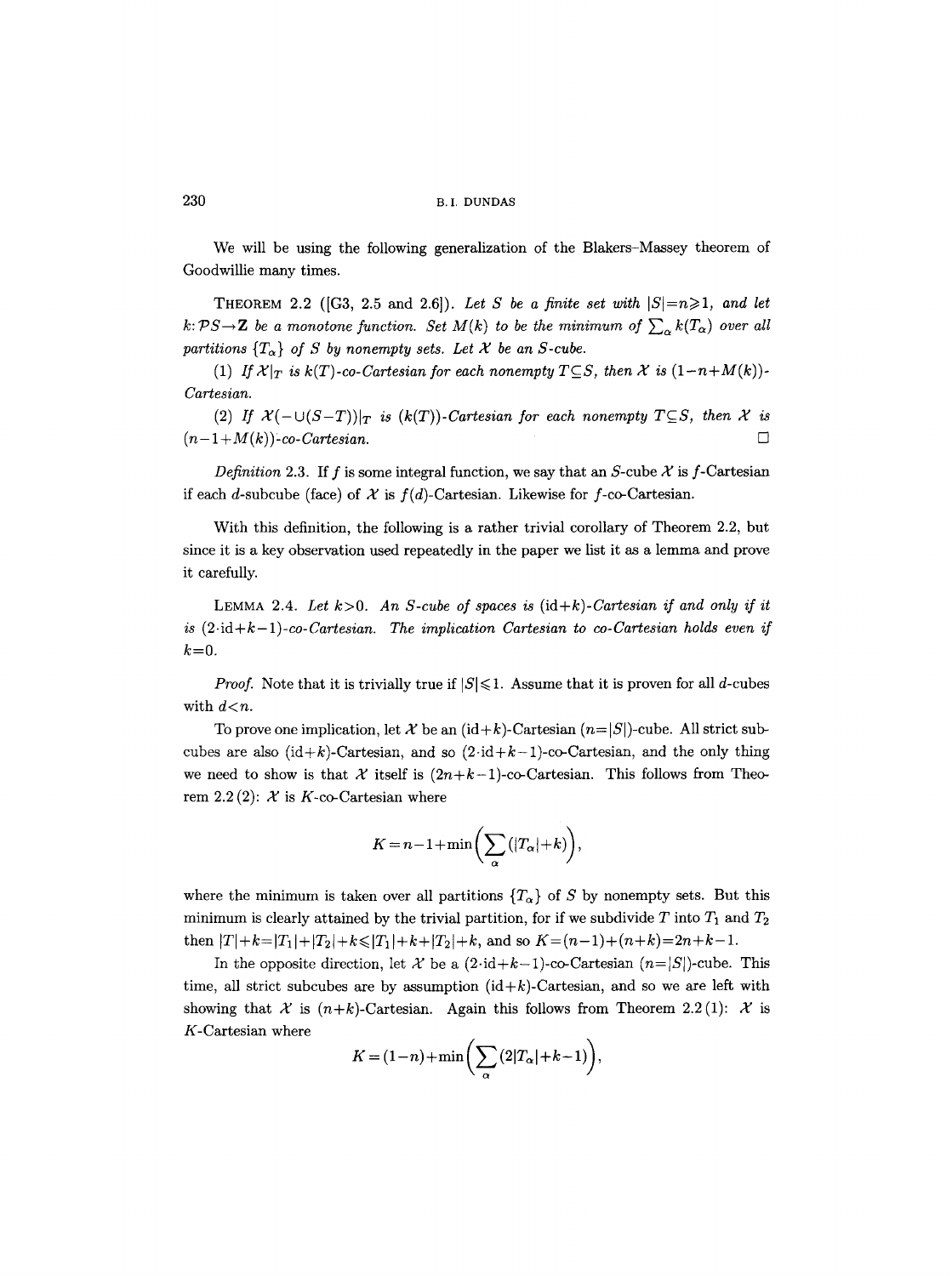We will be using the following generalization of the Blakers–Massey theorem of Goodwillie many times.

THEOREM 2.2 ([G3, 2.5 and 2.6]). *Let $S$ be a finite set with $|S|=n\geqslant 1$, and let $k\colon \mathcal{P}S\to \mathbf{Z}$ be a monotone function. Set $M(k)$ to be the minimum of $\sum_\alpha k(T_\alpha)$ over all partitions $\{T_\alpha\}$ of $S$ by nonempty sets. Let $\mathcal{X}$ be an $S$-cube.*

*(1) If $\mathcal{X}|_T$ is $k(T)$-co-Cartesian for each nonempty $T\subseteq S$, then $\mathcal{X}$ is $(1-n+M(k))$-Cartesian.*

*(2) If $\mathcal{X}(-\cup(S-T))|_T$ is $(k(T))$-Cartesian for each nonempty $T\subseteq S$, then $\mathcal{X}$ is $(n-1+M(k))$-co-Cartesian.* □

*Definition* 2.3. If $f$ is some integral function, we say that an $S$-cube $\mathcal{X}$ is $f$-Cartesian if each $d$-subcube (face) of $\mathcal{X}$ is $f(d)$-Cartesian. Likewise for $f$-co-Cartesian.

With this definition, the following is a rather trivial corollary of Theorem 2.2, but since it is a key observation used repeatedly in the paper we list it as a lemma and prove it carefully.

LEMMA 2.4. *Let $k>0$. An $S$-cube of spaces is $(\mathrm{id}+k)$-Cartesian if and only if it is $(2\cdot\mathrm{id}+k-1)$-co-Cartesian. The implication Cartesian to co-Cartesian holds even if $k=0$.*

*Proof.* Note that it is trivially true if $|S|\leqslant 1$. Assume that it is proven for all $d$-cubes with $d<n$.

To prove one implication, let $\mathcal{X}$ be an $(\mathrm{id}+k)$-Cartesian $(n=|S|)$-cube. All strict subcubes are also $(\mathrm{id}+k)$-Cartesian, and so $(2\cdot\mathrm{id}+k-1)$-co-Cartesian, and the only thing we need to show is that $\mathcal{X}$ itself is $(2n+k-1)$-co-Cartesian. This follows from Theorem 2.2 (2): $\mathcal{X}$ is $K$-co-Cartesian where

$$K=n-1+\min\Bigl(\sum_\alpha(|T_\alpha|+k)\Bigr),$$

where the minimum is taken over all partitions $\{T_\alpha\}$ of $S$ by nonempty sets. But this minimum is clearly attained by the trivial partition, for if we subdivide $T$ into $T_1$ and $T_2$ then $|T|+k=|T_1|+|T_2|+k\leqslant |T_1|+k+|T_2|+k$, and so $K=(n-1)+(n+k)=2n+k-1$.

In the opposite direction, let $\mathcal{X}$ be a $(2\cdot\mathrm{id}+k-1)$-co-Cartesian $(n=|S|)$-cube. This time, all strict subcubes are by assumption $(\mathrm{id}+k)$-Cartesian, and so we are left with showing that $\mathcal{X}$ is $(n+k)$-Cartesian. Again this follows from Theorem 2.2 (1): $\mathcal{X}$ is $K$-Cartesian where

$$K=(1-n)+\min\Bigl(\sum_\alpha(2|T_\alpha|+k-1)\Bigr),$$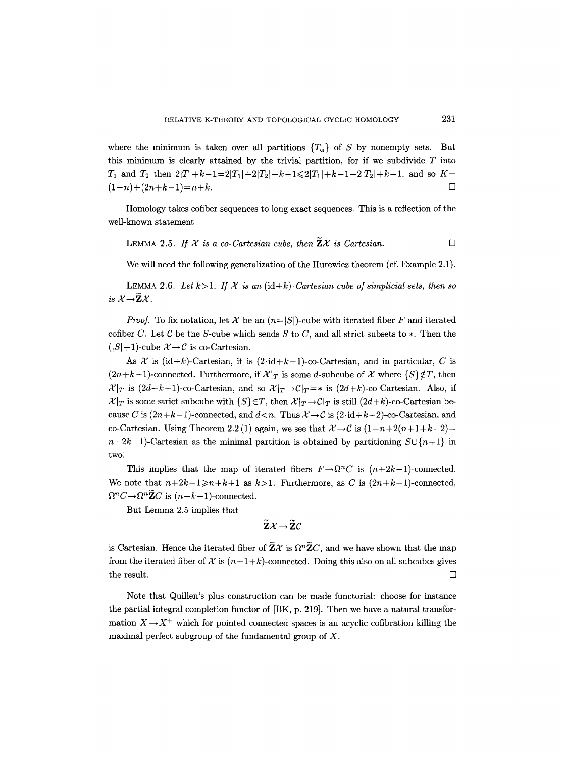where the minimum is taken over all partitions $\{T_\alpha\}$ of $S$ by nonempty sets. But this minimum is clearly attained by the trivial partition, for if we subdivide $T$ into $T_1$ and $T_2$ then $2|T|+k-1=2|T_1|+2|T_2|+k-1 \leqslant 2|T_1|+k-1+2|T_2|+k-1$, and so $K=(1-n)+(2n+k-1)=n+k$. $\square$

Homology takes cofiber sequences to long exact sequences. This is a reflection of the well-known statement

LEMMA 2.5. *If $\mathcal{X}$ is a co-Cartesian cube, then $\tilde{\mathbf{Z}}\mathcal{X}$ is Cartesian.* $\square$

We will need the following generalization of the Hurewicz theorem (cf. Example 2.1).

LEMMA 2.6. *Let $k>1$. If $\mathcal{X}$ is an $(\mathrm{id}+k)$-Cartesian cube of simplicial sets, then so is $\mathcal{X}\to\tilde{\mathbf{Z}}\mathcal{X}$.*

*Proof.* To fix notation, let $\mathcal{X}$ be an $(n=|S|)$-cube with iterated fiber $F$ and iterated cofiber $C$. Let $\mathcal{C}$ be the $S$-cube which sends $S$ to $C$, and all strict subsets to $*$. Then the $(|S|+1)$-cube $\mathcal{X}\to\mathcal{C}$ is co-Cartesian.

As $\mathcal{X}$ is $(\mathrm{id}+k)$-Cartesian, it is $(2\cdot\mathrm{id}+k-1)$-co-Cartesian, and in particular, $C$ is $(2n+k-1)$-connected. Furthermore, if $\mathcal{X}|_T$ is some $d$-subcube of $\mathcal{X}$ where $\{S\}\notin T$, then $\mathcal{X}|_T$ is $(2d+k-1)$-co-Cartesian, and so $\mathcal{X}|_T\to\mathcal{C}|_T=*$ is $(2d+k)$-co-Cartesian. Also, if $\mathcal{X}|_T$ is some strict subcube with $\{S\}\in T$, then $\mathcal{X}|_T\to\mathcal{C}|_T$ is still $(2d+k)$-co-Cartesian because $C$ is $(2n+k-1)$-connected, and $d<n$. Thus $\mathcal{X}\to\mathcal{C}$ is $(2\cdot\mathrm{id}+k-2)$-co-Cartesian, and co-Cartesian. Using Theorem 2.2 (1) again, we see that $\mathcal{X}\to\mathcal{C}$ is $(1-n+2(n+1+k-2)=n+2k-1)$-Cartesian as the minimal partition is obtained by partitioning $S\cup\{n+1\}$ in two.

This implies that the map of iterated fibers $F\to\Omega^n C$ is $(n+2k-1)$-connected. We note that $n+2k-1\geqslant n+k+1$ as $k>1$. Furthermore, as $C$ is $(2n+k-1)$-connected, $\Omega^n C\to\Omega^n\tilde{\mathbf{Z}}C$ is $(n+k+1)$-connected.

But Lemma 2.5 implies that

$$\tilde{\mathbf{Z}}\mathcal{X}\to\tilde{\mathbf{Z}}\mathcal{C}$$

is Cartesian. Hence the iterated fiber of $\tilde{\mathbf{Z}}\mathcal{X}$ is $\Omega^n\tilde{\mathbf{Z}}C$, and we have shown that the map from the iterated fiber of $\mathcal{X}$ is $(n+1+k)$-connected. Doing this also on all subcubes gives the result. $\square$

Note that Quillen's plus construction can be made functorial: choose for instance the partial integral completion functor of [BK, p. 219]. Then we have a natural transformation $X\to X^+$ which for pointed connected spaces is an acyclic cofibration killing the maximal perfect subgroup of the fundamental group of $X$.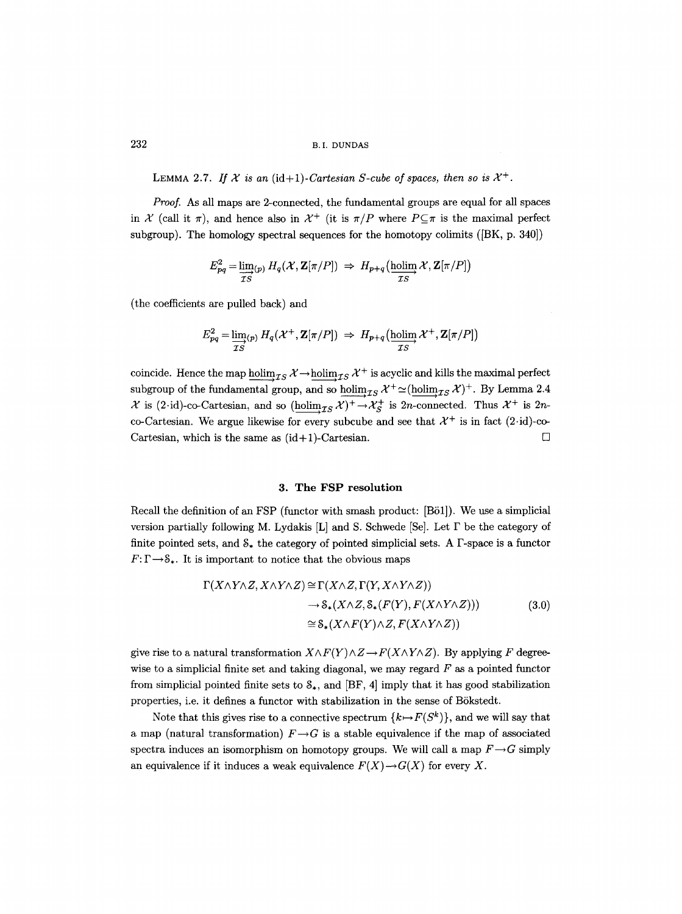**Lemma 2.7.** *If $\mathcal{X}$ is an $(\mathrm{id}+1)$-Cartesian $S$-cube of spaces, then so is $\mathcal{X}^+$.*

*Proof.* As all maps are 2-connected, the fundamental groups are equal for all spaces in $\mathcal{X}$ (call it $\pi$), and hence also in $\mathcal{X}^+$ (it is $\pi/P$ where $P \subseteq \pi$ is the maximal perfect subgroup). The homology spectral sequences for the homotopy colimits ([BK, p. 340])

$$E^2_{pq} = \varinjlim_{\mathcal{I}S}{}_{(p)} H_q(\mathcal{X}, \mathbf{Z}[\pi/P]) \Rightarrow H_{p+q}(\underrightarrow{\mathrm{holim}}_{\mathcal{I}S} \mathcal{X}, \mathbf{Z}[\pi/P])$$

(the coefficients are pulled back) and

$$E^2_{pq} = \varinjlim_{\mathcal{I}S}{}_{(p)} H_q(\mathcal{X}^+, \mathbf{Z}[\pi/P]) \Rightarrow H_{p+q}(\underrightarrow{\mathrm{holim}}_{\mathcal{I}S} \mathcal{X}^+, \mathbf{Z}[\pi/P])$$

coincide. Hence the map $\underrightarrow{\mathrm{holim}}_{\mathcal{I}S} \mathcal{X} \to \underrightarrow{\mathrm{holim}}_{\mathcal{I}S} \mathcal{X}^+$ is acyclic and kills the maximal perfect subgroup of the fundamental group, and so $\underrightarrow{\mathrm{holim}}_{\mathcal{I}S} \mathcal{X}^+ \simeq (\underrightarrow{\mathrm{holim}}_{\mathcal{I}S} \mathcal{X})^+$. By Lemma 2.4 $\mathcal{X}$ is $(2\cdot\mathrm{id})$-co-Cartesian, and so $(\underrightarrow{\mathrm{holim}}_{\mathcal{I}S} \mathcal{X})^+ \to \mathcal{X}^+_S$ is $2n$-connected. Thus $\mathcal{X}^+$ is $2n$-co-Cartesian. We argue likewise for every subcube and see that $\mathcal{X}^+$ is in fact $(2\cdot\mathrm{id})$-co-Cartesian, which is the same as $(\mathrm{id}+1)$-Cartesian. □

## 3. The FSP resolution

Recall the definition of an FSP (functor with smash product: [Böl]). We use a simplicial version partially following M. Lydakis [L] and S. Schwede [Se]. Let $\Gamma$ be the category of finite pointed sets, and $\mathcal{S}_*$ the category of pointed simplicial sets. A $\Gamma$-space is a functor $F: \Gamma \to \mathcal{S}_*$. It is important to notice that the obvious maps

$$\begin{aligned}
\Gamma(X \wedge Y \wedge Z, X \wedge Y \wedge Z) &\cong \Gamma(X \wedge Z, \Gamma(Y, X \wedge Y \wedge Z)) \\
&\to \mathcal{S}_*(X \wedge Z, \mathcal{S}_*(F(Y), F(X \wedge Y \wedge Z))) \\
&\cong \mathcal{S}_*(X \wedge F(Y) \wedge Z, F(X \wedge Y \wedge Z))
\end{aligned} \tag{3.0}$$

give rise to a natural transformation $X \wedge F(Y) \wedge Z \to F(X \wedge Y \wedge Z)$. By applying $F$ degreewise to a simplicial finite set and taking diagonal, we may regard $F$ as a pointed functor from simplicial pointed finite sets to $\mathcal{S}_*$, and [BF, 4] imply that it has good stabilization properties, i.e. it defines a functor with stabilization in the sense of Bökstedt.

Note that this gives rise to a connective spectrum $\{k \mapsto F(S^k)\}$, and we will say that a map (natural transformation) $F \to G$ is a stable equivalence if the map of associated spectra induces an isomorphism on homotopy groups. We will call a map $F \to G$ simply an equivalence if it induces a weak equivalence $F(X) \to G(X)$ for every $X$.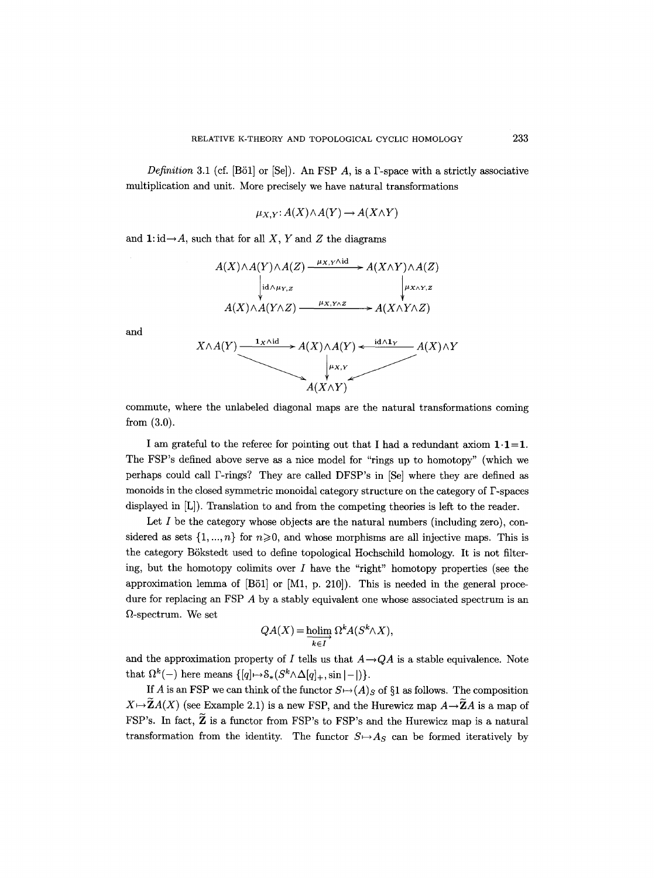*Definition* 3.1 (cf. [Böl] or [Se]). An FSP $A$, is a $\Gamma$-space with a strictly associative multiplication and unit. More precisely we have natural transformations

$$\mu_{X,Y}: A(X)\wedge A(Y) \to A(X\wedge Y)$$

and $\mathbf{1}: \mathrm{id} \to A$, such that for all $X$, $Y$ and $Z$ the diagrams

$$\begin{array}{ccc}
A(X)\wedge A(Y)\wedge A(Z) & \xrightarrow{\mu_{X,Y}\wedge \mathrm{id}} & A(X\wedge Y)\wedge A(Z) \\
\Big\downarrow{\scriptstyle \mathrm{id}\wedge\mu_{Y,Z}} & & \Big\downarrow{\scriptstyle \mu_{X\wedge Y,Z}} \\
A(X)\wedge A(Y\wedge Z) & \xrightarrow{\mu_{X,Y\wedge Z}} & A(X\wedge Y\wedge Z)
\end{array}$$

and

$$\begin{array}{ccccc}
X\wedge A(Y) & \xrightarrow{\mathbf{1}_X\wedge \mathrm{id}} & A(X)\wedge A(Y) & \xleftarrow{\mathrm{id}\wedge \mathbf{1}_Y} & A(X)\wedge Y \\
& \searrow & \Big\downarrow{\scriptstyle \mu_{X,Y}} & \swarrow & \\
& & A(X\wedge Y) & &
\end{array}$$

commute, where the unlabeled diagonal maps are the natural transformations coming from (3.0).

I am grateful to the referee for pointing out that I had a redundant axiom $\mathbf{1}\cdot\mathbf{1}=\mathbf{1}$. The FSP's defined above serve as a nice model for "rings up to homotopy" (which we perhaps could call $\Gamma$-rings? They are called DFSP's in [Se] where they are defined as monoids in the closed symmetric monoidal category structure on the category of $\Gamma$-spaces displayed in [L]). Translation to and from the competing theories is left to the reader.

Let $I$ be the category whose objects are the natural numbers (including zero), considered as sets $\{1,\dots,n\}$ for $n\geqslant 0$, and whose morphisms are all injective maps. This is the category Bökstedt used to define topological Hochschild homology. It is not filtering, but the homotopy colimits over $I$ have the "right" homotopy properties (see the approximation lemma of [Böl] or [M1, p. 210]). This is needed in the general procedure for replacing an FSP $A$ by a stably equivalent one whose associated spectrum is an $\Omega$-spectrum. We set

$$QA(X) = \underset{k\in I}{\underrightarrow{\mathrm{holim}}}\, \Omega^k A(S^k\wedge X),$$

and the approximation property of $I$ tells us that $A\to QA$ is a stable equivalence. Note that $\Omega^k(-)$ here means $\{[q]\mapsto \mathcal{S}_*(S^k\wedge\Delta[q]_+, \sin|-|)\}$.

If $A$ is an FSP we can think of the functor $S\mapsto (A)_S$ of §1 as follows. The composition $X\mapsto \tilde{\mathbf{Z}}A(X)$ (see Example 2.1) is a new FSP, and the Hurewicz map $A\to\tilde{\mathbf{Z}}A$ is a map of FSP's. In fact, $\tilde{\mathbf{Z}}$ is a functor from FSP's to FSP's and the Hurewicz map is a natural transformation from the identity. The functor $S\mapsto A_S$ can be formed iteratively by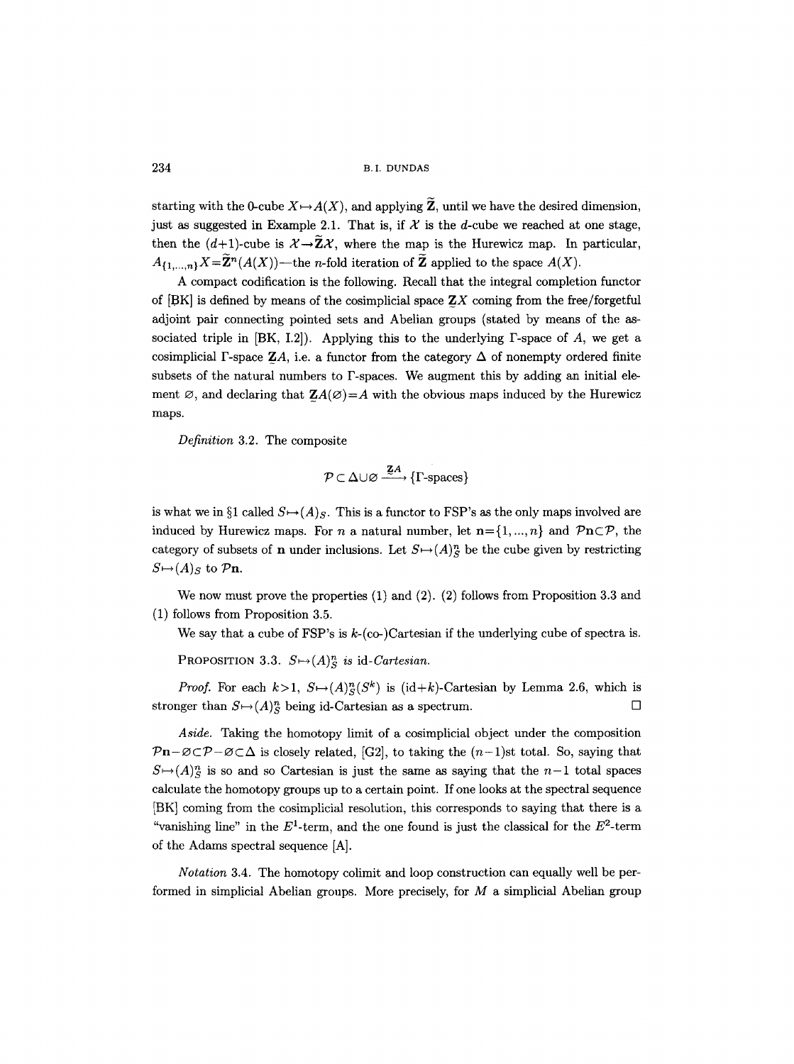starting with the 0-cube $X \mapsto A(X)$, and applying $\widetilde{\mathbf{Z}}$, until we have the desired dimension, just as suggested in Example 2.1. That is, if $\mathcal{X}$ is the $d$-cube we reached at one stage, then the $(d+1)$-cube is $\mathcal{X} \to \widetilde{\mathbf{Z}}\mathcal{X}$, where the map is the Hurewicz map. In particular, $A_{\{1,\dots,n\}}X = \widetilde{\mathbf{Z}}^n(A(X))$—the $n$-fold iteration of $\widetilde{\mathbf{Z}}$ applied to the space $A(X)$.

A compact codification is the following. Recall that the integral completion functor of [BK] is defined by means of the cosimplicial space $\underset{\sim}{\mathbf{Z}}X$ coming from the free/forgetful adjoint pair connecting pointed sets and Abelian groups (stated by means of the associated triple in [BK, I.2]). Applying this to the underlying $\Gamma$-space of $A$, we get a cosimplicial $\Gamma$-space $\underset{\sim}{\mathbf{Z}}A$, i.e. a functor from the category $\Delta$ of nonempty ordered finite subsets of the natural numbers to $\Gamma$-spaces. We augment this by adding an initial element $\varnothing$, and declaring that $\underset{\sim}{\mathbf{Z}}A(\varnothing) = A$ with the obvious maps induced by the Hurewicz maps.

*Definition* 3.2. The composite

$$\mathcal{P} \subset \Delta \cup \varnothing \xrightarrow{\underset{\sim}{\mathbf{Z}}A} \{\Gamma\text{-spaces}\}$$

is what we in §1 called $S \mapsto (A)_S$. This is a functor to FSP's as the only maps involved are induced by Hurewicz maps. For $n$ a natural number, let $\mathbf{n} = \{1, \dots, n\}$ and $\mathcal{P}\mathbf{n} \subset \mathcal{P}$, the category of subsets of $\mathbf{n}$ under inclusions. Let $S \mapsto (A)^n_S$ be the cube given by restricting $S \mapsto (A)_S$ to $\mathcal{P}\mathbf{n}$.

We now must prove the properties (1) and (2). (2) follows from Proposition 3.3 and (1) follows from Proposition 3.5.

We say that a cube of FSP's is $k$-(co-)Cartesian if the underlying cube of spectra is.

PROPOSITION 3.3. *$S \mapsto (A)^n_S$ is* id*-Cartesian.*

*Proof.* For each $k > 1$, $S \mapsto (A)^n_S(S^k)$ is $(\mathrm{id}+k)$-Cartesian by Lemma 2.6, which is stronger than $S \mapsto (A)^n_S$ being id-Cartesian as a spectrum. □

*Aside.* Taking the homotopy limit of a cosimplicial object under the composition $\mathcal{P}\mathbf{n} - \varnothing \subset \mathcal{P} - \varnothing \subset \Delta$ is closely related, [G2], to taking the $(n-1)$st total. So, saying that $S \mapsto (A)^n_S$ is so and so Cartesian is just the same as saying that the $n-1$ total spaces calculate the homotopy groups up to a certain point. If one looks at the spectral sequence [BK] coming from the cosimplicial resolution, this corresponds to saying that there is a "vanishing line" in the $E^1$-term, and the one found is just the classical for the $E^2$-term of the Adams spectral sequence [A].

*Notation* 3.4. The homotopy colimit and loop construction can equally well be performed in simplicial Abelian groups. More precisely, for $M$ a simplicial Abelian group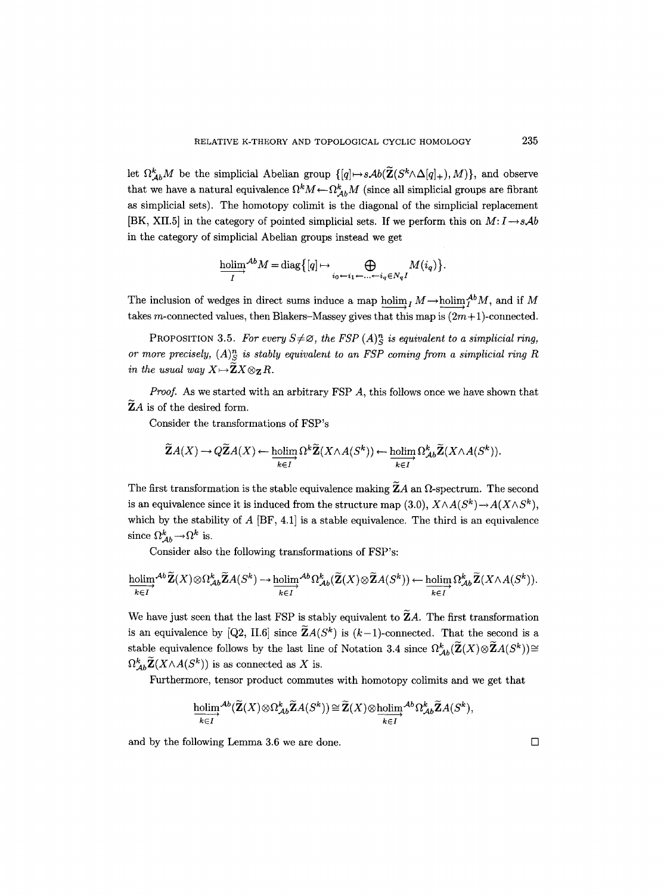let $\Omega^k_{\mathcal{A}b}M$ be the simplicial Abelian group $\{[q]\mapsto s\mathcal{A}b(\tilde{\mathbf{Z}}(S^k\wedge\Delta[q]_+),M)\}$, and observe that we have a natural equivalence $\Omega^k M\leftarrow\Omega^k_{\mathcal{A}b}M$ (since all simplicial groups are fibrant as simplicial sets). The homotopy colimit is the diagonal of the simplicial replacement [BK, XII.5] in the category of pointed simplicial sets. If we perform this on $M\colon I\to s\mathcal{A}b$ in the category of simplicial Abelian groups instead we get

$$\underset{I}{\underrightarrow{\operatorname{holim}}}^{\mathcal{A}b}M=\operatorname{diag}\{[q]\mapsto\bigoplus_{i_0\leftarrow i_1\leftarrow\ldots\leftarrow i_q\in N_qI}M(i_q)\}.$$

The inclusion of wedges in direct sums induce a map $\underrightarrow{\operatorname{holim}}_I M\to\underrightarrow{\operatorname{holim}}_I^{\mathcal{A}b}M$, and if $M$ takes $m$-connected values, then Blakers–Massey gives that this map is $(2m+1)$-connected.

PROPOSITION 3.5. *For every $S\neq\varnothing$, the FSP $(A)^n_S$ is equivalent to a simplicial ring, or more precisely, $(A)^n_S$ is stably equivalent to an FSP coming from a simplicial ring $R$ in the usual way $X\mapsto\tilde{\mathbf{Z}}X\otimes_{\mathbf{Z}}R$.*

*Proof.* As we started with an arbitrary FSP $A$, this follows once we have shown that $\tilde{\mathbf{Z}}A$ is of the desired form.

Consider the transformations of FSP's

$$\tilde{\mathbf{Z}}A(X)\to Q\tilde{\mathbf{Z}}A(X)\leftarrow\underset{k\in I}{\underrightarrow{\operatorname{holim}}}\,\Omega^k\tilde{\mathbf{Z}}(X\wedge A(S^k))\leftarrow\underset{k\in I}{\underrightarrow{\operatorname{holim}}}\,\Omega^k_{\mathcal{A}b}\tilde{\mathbf{Z}}(X\wedge A(S^k)).$$

The first transformation is the stable equivalence making $\tilde{\mathbf{Z}}A$ an $\Omega$-spectrum. The second is an equivalence since it is induced from the structure map (3.0), $X\wedge A(S^k)\to A(X\wedge S^k)$, which by the stability of $A$ [BF, 4.1] is a stable equivalence. The third is an equivalence since $\Omega^k_{\mathcal{A}b}\to\Omega^k$ is.

Consider also the following transformations of FSP's:

$$\underset{k\in I}{\underrightarrow{\operatorname{holim}}}^{\mathcal{A}b}\tilde{\mathbf{Z}}(X)\otimes\Omega^k_{\mathcal{A}b}\tilde{\mathbf{Z}}A(S^k)\to\underset{k\in I}{\underrightarrow{\operatorname{holim}}}^{\mathcal{A}b}\Omega^k_{\mathcal{A}b}(\tilde{\mathbf{Z}}(X)\otimes\tilde{\mathbf{Z}}A(S^k))\leftarrow\underset{k\in I}{\underrightarrow{\operatorname{holim}}}\,\Omega^k_{\mathcal{A}b}\tilde{\mathbf{Z}}(X\wedge A(S^k)).$$

We have just seen that the last FSP is stably equivalent to $\tilde{\mathbf{Z}}A$. The first transformation is an equivalence by [Q2, II.6] since $\tilde{\mathbf{Z}}A(S^k)$ is $(k-1)$-connected. That the second is a stable equivalence follows by the last line of Notation 3.4 since $\Omega^k_{\mathcal{A}b}(\tilde{\mathbf{Z}}(X)\otimes\tilde{\mathbf{Z}}A(S^k))\cong\Omega^k_{\mathcal{A}b}\tilde{\mathbf{Z}}(X\wedge A(S^k))$ is as connected as $X$ is.

Furthermore, tensor product commutes with homotopy colimits and we get that

$$\underset{k\in I}{\underrightarrow{\operatorname{holim}}}^{\mathcal{A}b}(\tilde{\mathbf{Z}}(X)\otimes\Omega^k_{\mathcal{A}b}\tilde{\mathbf{Z}}A(S^k))\cong\tilde{\mathbf{Z}}(X)\otimes\underset{k\in I}{\underrightarrow{\operatorname{holim}}}^{\mathcal{A}b}\Omega^k_{\mathcal{A}b}\tilde{\mathbf{Z}}A(S^k),$$

and by the following Lemma 3.6 we are done. $\square$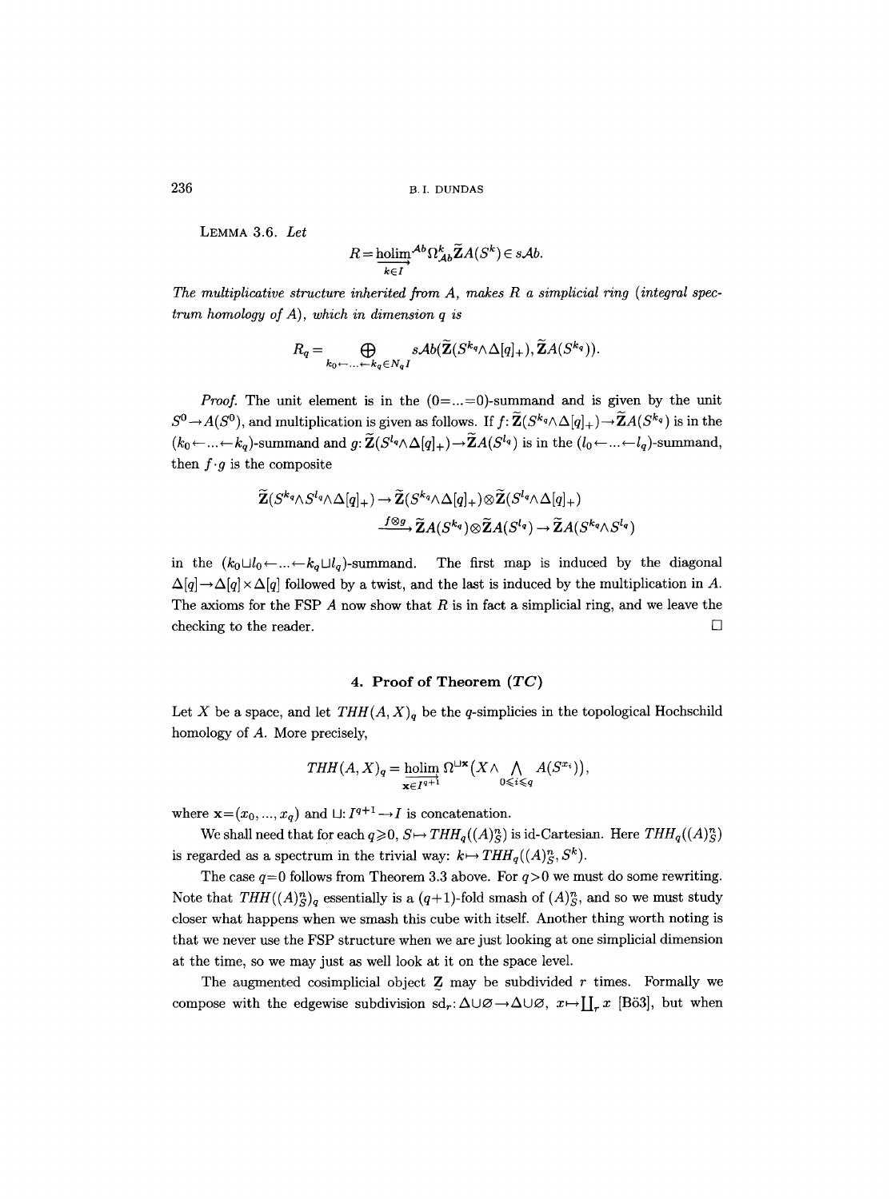LEMMA 3.6. *Let*

$$R = \underrightarrow{\operatorname{holim}}^{\mathcal{A}b}_{k\in I} \Omega^k_{\mathcal{A}b} \tilde{\mathbf{Z}} A(S^k) \in s\mathcal{A}b.$$

*The multiplicative structure inherited from $A$, makes $R$ a simplicial ring (integral spectrum homology of $A$), which in dimension $q$ is*

$$R_q = \bigoplus_{k_0 \leftarrow \ldots \leftarrow k_q \in N_q I} s\mathcal{A}b(\tilde{\mathbf{Z}}(S^{k_q} \wedge \Delta[q]_+), \tilde{\mathbf{Z}} A(S^{k_q})).$$

*Proof.* The unit element is in the $(0 = \ldots = 0)$-summand and is given by the unit $S^0 \to A(S^0)$, and multiplication is given as follows. If $f: \tilde{\mathbf{Z}}(S^{k_q} \wedge \Delta[q]_+) \to \tilde{\mathbf{Z}} A(S^{k_q})$ is in the $(k_0 \leftarrow \ldots \leftarrow k_q)$-summand and $g: \tilde{\mathbf{Z}}(S^{l_q} \wedge \Delta[q]_+) \to \tilde{\mathbf{Z}} A(S^{l_q})$ is in the $(l_0 \leftarrow \ldots \leftarrow l_q)$-summand, then $f \cdot g$ is the composite

$$\begin{aligned}
\tilde{\mathbf{Z}}(S^{k_q} \wedge S^{l_q} \wedge \Delta[q]_+) &\to \tilde{\mathbf{Z}}(S^{k_q} \wedge \Delta[q]_+) \otimes \tilde{\mathbf{Z}}(S^{l_q} \wedge \Delta[q]_+) \\
&\xrightarrow{f \otimes g} \tilde{\mathbf{Z}} A(S^{k_q}) \otimes \tilde{\mathbf{Z}} A(S^{l_q}) \to \tilde{\mathbf{Z}} A(S^{k_q} \wedge S^{l_q})
\end{aligned}$$

in the $(k_0 \sqcup l_0 \leftarrow \ldots \leftarrow k_q \sqcup l_q)$-summand. The first map is induced by the diagonal $\Delta[q] \to \Delta[q] \times \Delta[q]$ followed by a twist, and the last is induced by the multiplication in $A$. The axioms for the FSP $A$ now show that $R$ is in fact a simplicial ring, and we leave the checking to the reader. $\square$

## 4. Proof of Theorem (*TC*)

Let $X$ be a space, and let $THH(A, X)_q$ be the $q$-simplicies in the topological Hochschild homology of $A$. More precisely,

$$THH(A, X)_q = \underrightarrow{\operatorname{holim}}_{\mathbf{x} \in I^{q+1}} \Omega^{\sqcup \mathbf{x}} \Big( X \wedge \bigwedge_{0 \leqslant i \leqslant q} A(S^{x_i}) \Big),$$

where $\mathbf{x} = (x_0, \ldots, x_q)$ and $\sqcup: I^{q+1} \to I$ is concatenation.

We shall need that for each $q \geqslant 0$, $S \mapsto THH_q((A)^n_S)$ is id-Cartesian. Here $THH_q((A)^n_S)$ is regarded as a spectrum in the trivial way: $k \mapsto THH_q((A)^n_S, S^k)$.

The case $q = 0$ follows from Theorem 3.3 above. For $q > 0$ we must do some rewriting. Note that $THH((A)^n_S)_q$ essentially is a $(q+1)$-fold smash of $(A)^n_S$, and so we must study closer what happens when we smash this cube with itself. Another thing worth noting is that we never use the FSP structure when we are just looking at one simplicial dimension at the time, so we may just as well look at it on the space level.

The augmented cosimplicial object $\underset{\sim}{\mathbf{Z}}$ may be subdivided $r$ times. Formally we compose with the edgewise subdivision $\mathrm{sd}_r: \Delta \cup \varnothing \to \Delta \cup \varnothing$, $x \mapsto \coprod_r x$ [Bö3], but when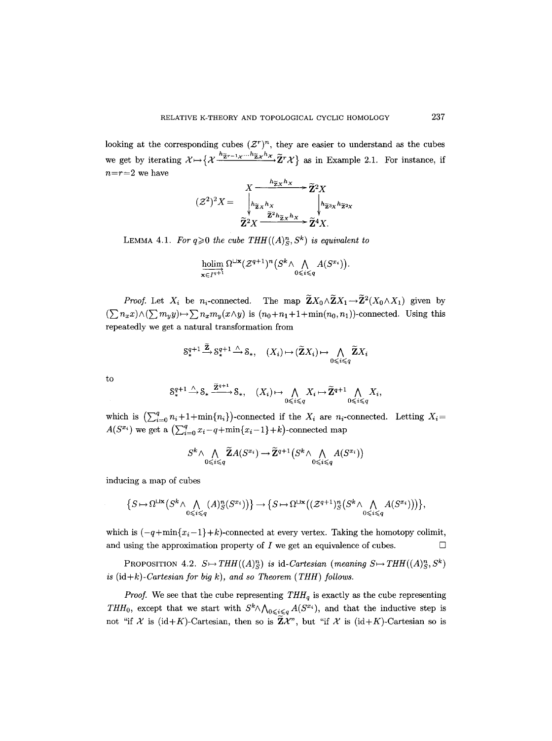looking at the corresponding cubes $(\mathcal{Z}^r)^n$, they are easier to understand as the cubes we get by iterating $\mathcal{X} \mapsto \{\mathcal{X} \xrightarrow{h_{\tilde{\mathbf{Z}}^{r-1}\mathcal{X}} \cdots h_{\tilde{\mathbf{Z}}\mathcal{X}} h_{\mathcal{X}}} \tilde{\mathbf{Z}}^r \mathcal{X}\}$ as in Example 2.1. For instance, if $n=r=2$ we have

$$(\mathcal{Z}^2)^2 X = \begin{array}{ccc} X & \xrightarrow{h_{\tilde{\mathbf{Z}}X} h_X} & \tilde{\mathbf{Z}}^2 X \\ \downarrow{\scriptstyle h_{\tilde{\mathbf{Z}}X} h_X} & & \downarrow{\scriptstyle h_{\tilde{\mathbf{Z}}^3 X} h_{\tilde{\mathbf{Z}}^2 X}} \\ \tilde{\mathbf{Z}}^2 X & \xrightarrow{\tilde{\mathbf{Z}}^2 h_{\tilde{\mathbf{Z}}X} h_X} & \tilde{\mathbf{Z}}^4 X. \end{array}$$

**Lemma 4.1.** *For $q \geqslant 0$ the cube $THH((A)^n_S, S^k)$ is equivalent to*

$$\operatorname*{holim}_{\overrightarrow{\mathbf{x} \in I^{q+1}}} \Omega^{\sqcup \mathbf{x}} (\mathcal{Z}^{q+1})^n \big(S^k \wedge \bigwedge_{0 \leqslant i \leqslant q} A(S^{x_i})\big).$$

*Proof.* Let $X_i$ be $n_i$-connected. The map $\tilde{\mathbf{Z}} X_0 \wedge \tilde{\mathbf{Z}} X_1 \to \tilde{\mathbf{Z}}^2 (X_0 \wedge X_1)$ given by $(\sum n_x x) \wedge (\sum m_y y) \mapsto \sum n_x m_y (x \wedge y)$ is $(n_0 + n_1 + 1 + \min(n_0, n_1))$-connected. Using this repeatedly we get a natural transformation from

$$\mathcal{S}_*^{q+1} \xrightarrow{\tilde{\mathbf{Z}}} \mathcal{S}_*^{q+1} \xrightarrow{\wedge} \mathcal{S}_*, \quad (X_i) \mapsto (\tilde{\mathbf{Z}} X_i) \mapsto \bigwedge_{0 \leqslant i \leqslant q} \tilde{\mathbf{Z}} X_i$$

to

$$\mathcal{S}_*^{q+1} \xrightarrow{\wedge} \mathcal{S}_* \xrightarrow{\tilde{\mathbf{Z}}^{q+1}} \mathcal{S}_*, \quad (X_i) \mapsto \bigwedge_{0 \leqslant i \leqslant q} X_i \mapsto \tilde{\mathbf{Z}}^{q+1} \bigwedge_{0 \leqslant i \leqslant q} X_i,$$

which is $\big(\sum_{i=0}^q n_i + 1 + \min\{n_i\}\big)$-connected if the $X_i$ are $n_i$-connected. Letting $X_i = A(S^{x_i})$ we get a $\big(\sum_{i=0}^q x_i - q + \min\{x_i - 1\} + k\big)$-connected map

$$S^k \wedge \bigwedge_{0 \leqslant i \leqslant q} \tilde{\mathbf{Z}} A(S^{x_i}) \to \tilde{\mathbf{Z}}^{q+1} \big(S^k \wedge \bigwedge_{0 \leqslant i \leqslant q} A(S^{x_i})\big)$$

inducing a map of cubes

$$\big\{S \mapsto \Omega^{\sqcup \mathbf{x}} \big(S^k \wedge \bigwedge_{0 \leqslant i \leqslant q} (A)^n_S(S^{x_i})\big)\big\} \to \big\{S \mapsto \Omega^{\sqcup \mathbf{x}} \big((\mathcal{Z}^{q+1})^n_S \big(S^k \wedge \bigwedge_{0 \leqslant i \leqslant q} A(S^{x_i})\big)\big)\big\},$$

which is $(-q + \min\{x_i - 1\} + k)$-connected at every vertex. Taking the homotopy colimit, and using the approximation property of $I$ we get an equivalence of cubes. $\square$

**Proposition 4.2.** *$S \mapsto THH((A)^n_S)$ is* id*-Cartesian (meaning $S \mapsto THH((A)^n_S, S^k)$ is $(\mathrm{id} + k)$-Cartesian for big $k$), and so Theorem (THH) follows.*

*Proof.* We see that the cube representing $THH_q$ is exactly as the cube representing $THH_0$, except that we start with $S^k \wedge \bigwedge_{0 \leqslant i \leqslant q} A(S^{x_i})$, and that the inductive step is not "if $\mathcal{X}$ is $(\mathrm{id} + K)$-Cartesian, then so is $\tilde{\mathbf{Z}}\mathcal{X}$", but "if $\mathcal{X}$ is $(\mathrm{id} + K)$-Cartesian so is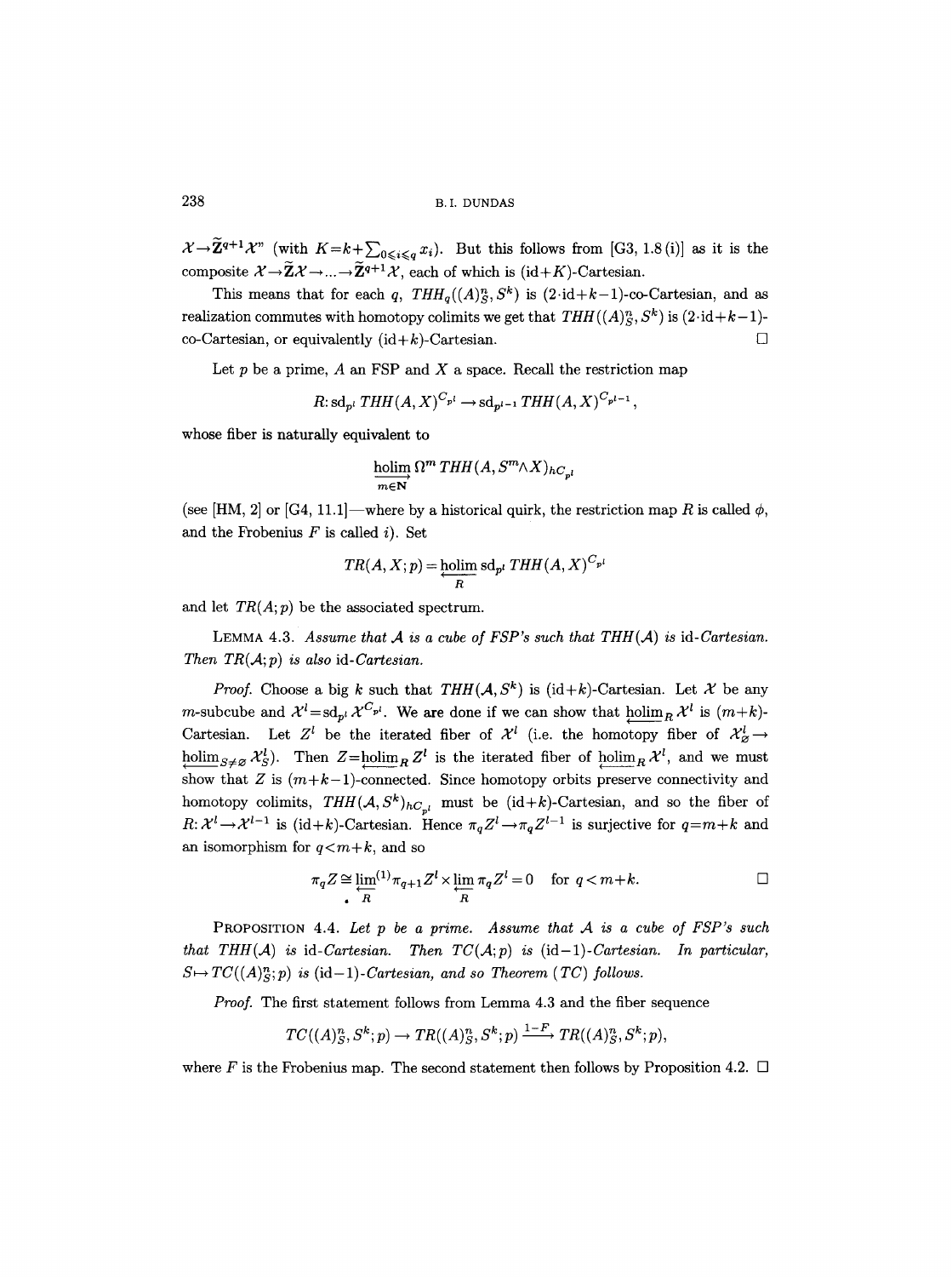$\mathcal{X} \to \widetilde{\mathbf{Z}}^{q+1}\mathcal{X}$" (with $K = k + \sum_{0 \leqslant i \leqslant q} x_i$). But this follows from [G3, 1.8 (i)] as it is the composite $\mathcal{X} \to \widetilde{\mathbf{Z}}\mathcal{X} \to \ldots \to \widetilde{\mathbf{Z}}^{q+1}\mathcal{X}$, each of which is $(\mathrm{id}+K)$-Cartesian.

This means that for each $q$, $THH_q((A)^n_S, S^k)$ is $(2\cdot\mathrm{id}+k-1)$-co-Cartesian, and as realization commutes with homotopy colimits we get that $THH((A)^n_S, S^k)$ is $(2\cdot\mathrm{id}+k-1)$-co-Cartesian, or equivalently $(\mathrm{id}+k)$-Cartesian. □

Let $p$ be a prime, $A$ an FSP and $X$ a space. Recall the restriction map

$$R\colon \mathrm{sd}_{p^l}\, THH(A,X)^{C_{p^l}} \to \mathrm{sd}_{p^{l-1}}\, THH(A,X)^{C_{p^{l-1}}},$$

whose fiber is naturally equivalent to

$$\underset{m\in\mathbf{N}}{\underrightarrow{\mathrm{holim}}}\, \Omega^m\, THH(A, S^m \wedge X)_{hC_{p^l}}$$

(see [HM, 2] or [G4, 11.1]—where by a historical quirk, the restriction map $R$ is called $\phi$, and the Frobenius $F$ is called $i$). Set

$$TR(A,X;p) = \underset{R}{\underleftarrow{\mathrm{holim}}}\, \mathrm{sd}_{p^l}\, THH(A,X)^{C_{p^l}}$$

and let $TR(A;p)$ be the associated spectrum.

LEMMA 4.3. *Assume that $\mathcal{A}$ is a cube of FSP's such that $THH(\mathcal{A})$ is* id*-Cartesian. Then $TR(\mathcal{A};p)$ is also* id*-Cartesian.*

*Proof.* Choose a big $k$ such that $THH(\mathcal{A}, S^k)$ is $(\mathrm{id}+k)$-Cartesian. Let $\mathcal{X}$ be any $m$-subcube and $\mathcal{X}^l = \mathrm{sd}_{p^l}\, \mathcal{X}^{C_{p^l}}$. We are done if we can show that $\underleftarrow{\mathrm{holim}}_R\, \mathcal{X}^l$ is $(m+k)$-Cartesian. Let $Z^l$ be the iterated fiber of $\mathcal{X}^l$ (i.e. the homotopy fiber of $\mathcal{X}^l_\varnothing \to \underleftarrow{\mathrm{holim}}_{S\neq\varnothing}\, \mathcal{X}^l_S$). Then $Z = \underleftarrow{\mathrm{holim}}_R\, Z^l$ is the iterated fiber of $\underleftarrow{\mathrm{holim}}_R\, \mathcal{X}^l$, and we must show that $Z$ is $(m+k-1)$-connected. Since homotopy orbits preserve connectivity and homotopy colimits, $THH(\mathcal{A}, S^k)_{hC_{p^l}}$ must be $(\mathrm{id}+k)$-Cartesian, and so the fiber of $R\colon \mathcal{X}^l \to \mathcal{X}^{l-1}$ is $(\mathrm{id}+k)$-Cartesian. Hence $\pi_q Z^l \to \pi_q Z^{l-1}$ is surjective for $q = m+k$ and an isomorphism for $q < m+k$, and so

$$\pi_q Z \cong \underset{R}{\underleftarrow{\lim}}{}^{(1)}\, \pi_{q+1} Z^l \times \underset{R}{\underleftarrow{\lim}}\, \pi_q Z^l = 0 \quad \text{for } q < m+k. \qquad \square$$

PROPOSITION 4.4. *Let $p$ be a prime. Assume that $\mathcal{A}$ is a cube of FSP's such that $THH(\mathcal{A})$ is* id*-Cartesian. Then $TC(\mathcal{A};p)$ is $(\mathrm{id}-1)$-Cartesian. In particular, $S \mapsto TC((A)^n_S;p)$ is $(\mathrm{id}-1)$-Cartesian, and so Theorem (TC) follows.*

*Proof.* The first statement follows from Lemma 4.3 and the fiber sequence

$$TC((A)^n_S, S^k;p) \to TR((A)^n_S, S^k;p) \xrightarrow{1-F} TR((A)^n_S, S^k;p),$$

where $F$ is the Frobenius map. The second statement then follows by Proposition 4.2. □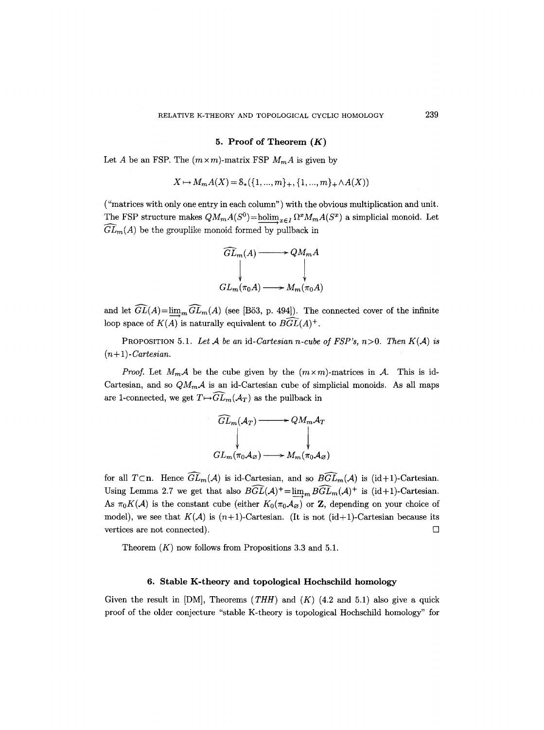## 5. Proof of Theorem $(K)$

Let $A$ be an FSP. The $(m\times m)$-matrix FSP $M_mA$ is given by

$$X \mapsto M_mA(X) = \mathcal{S}_*(\{1,...,m\}_+, \{1,...,m\}_+\wedge A(X))$$

("matrices with only one entry in each column") with the obvious multiplication and unit. The FSP structure makes $QM_mA(S^0) = \underrightarrow{\operatorname{holim}}_{x\in I}\,\Omega^x M_mA(S^x)$ a simplicial monoid. Let $\widehat{GL}_m(A)$ be the grouplike monoid formed by pullback in

$$\begin{array}{ccc} \widehat{GL}_m(A) & \longrightarrow & QM_mA \\ \downarrow & & \downarrow \\ GL_m(\pi_0A) & \longrightarrow & M_m(\pi_0A) \end{array}$$

and let $\widehat{GL}(A) = \underrightarrow{\lim}_m \widehat{GL}_m(A)$ (see [Bö3, p. 494]). The connected cover of the infinite loop space of $K(A)$ is naturally equivalent to $B\widehat{GL}(A)^+$.

PROPOSITION 5.1. *Let $\mathcal{A}$ be an* id*-Cartesian $n$-cube of FSP's, $n>0$. Then $K(\mathcal{A})$ is $(n+1)$-Cartesian.*

*Proof.* Let $M_m\mathcal{A}$ be the cube given by the $(m\times m)$-matrices in $\mathcal{A}$. This is id-Cartesian, and so $QM_m\mathcal{A}$ is an id-Cartesian cube of simplicial monoids. As all maps are 1-connected, we get $T\mapsto \widehat{GL}_m(\mathcal{A}_T)$ as the pullback in

$$\begin{array}{ccc} \widehat{GL}_m(\mathcal{A}_T) & \longrightarrow & QM_m\mathcal{A}_T \\ \downarrow & & \downarrow \\ GL_m(\pi_0\mathcal{A}_\varnothing) & \longrightarrow & M_m(\pi_0\mathcal{A}_\varnothing) \end{array}$$

for all $T\subset \mathbf{n}$. Hence $\widehat{GL}_m(\mathcal{A})$ is id-Cartesian, and so $B\widehat{GL}_m(\mathcal{A})$ is (id+1)-Cartesian. Using Lemma 2.7 we get that also $B\widehat{GL}(\mathcal{A})^+ = \underrightarrow{\lim}_m B\widehat{GL}_m(\mathcal{A})^+$ is (id+1)-Cartesian. As $\pi_0K(\mathcal{A})$ is the constant cube (either $K_0(\pi_0\mathcal{A}_\varnothing)$ or $\mathbf{Z}$, depending on your choice of model), we see that $K(\mathcal{A})$ is $(n+1)$-Cartesian. (It is not (id+1)-Cartesian because its vertices are not connected). $\square$

Theorem $(K)$ now follows from Propositions 3.3 and 5.1.

## 6. Stable K-theory and topological Hochschild homology

Given the result in [DM], Theorems $(THH)$ and $(K)$ (4.2 and 5.1) also give a quick proof of the older conjecture "stable K-theory is topological Hochschild homology" for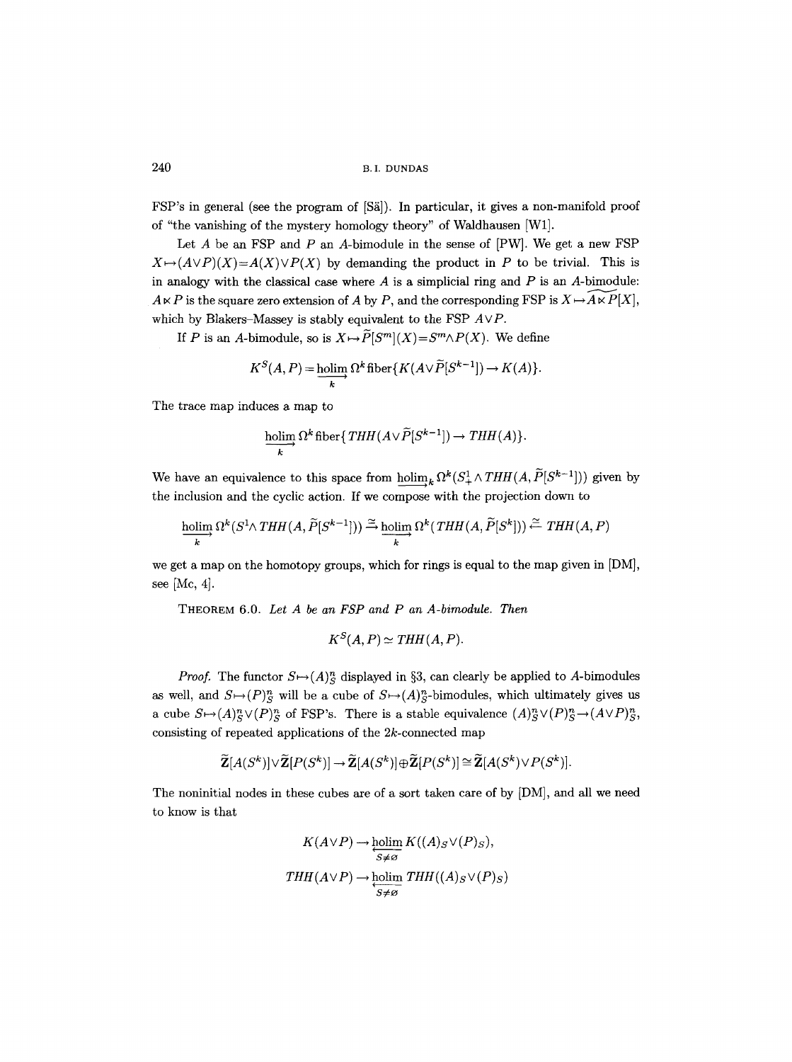FSP's in general (see the program of [Sä]). In particular, it gives a non-manifold proof of "the vanishing of the mystery homology theory" of Waldhausen [W1].

Let $A$ be an FSP and $P$ an $A$-bimodule in the sense of [PW]. We get a new FSP $X \mapsto (A \vee P)(X) = A(X) \vee P(X)$ by demanding the product in $P$ to be trivial. This is in analogy with the classical case where $A$ is a simplicial ring and $P$ is an $A$-bimodule: $A \ltimes P$ is the square zero extension of $A$ by $P$, and the corresponding FSP is $X \mapsto \widetilde{A \ltimes P}[X]$, which by Blakers–Massey is stably equivalent to the FSP $A \vee P$.

If $P$ is an $A$-bimodule, so is $X \mapsto \widetilde{P}[S^m](X) = S^m \wedge P(X)$. We define

$$K^S(A, P) = \underset{\substack{\longrightarrow \\ k}}{\operatorname{holim}}\, \Omega^k \operatorname{fiber}\{K(A \vee \widetilde{P}[S^{k-1}]) \to K(A)\}.$$

The trace map induces a map to

$$\underset{\substack{\longrightarrow \\ k}}{\operatorname{holim}}\, \Omega^k \operatorname{fiber}\{THH(A \vee \widetilde{P}[S^{k-1}]) \to THH(A)\}.$$

We have an equivalence to this space from $\underset{\longrightarrow}{\operatorname{holim}}_k\, \Omega^k(S^1_+ \wedge THH(A, \widetilde{P}[S^{k-1}]))$ given by the inclusion and the cyclic action. If we compose with the projection down to

$$\underset{\substack{\longrightarrow \\ k}}{\operatorname{holim}}\, \Omega^k(S^1 \wedge THH(A, \widetilde{P}[S^{k-1}])) \xrightarrow{\simeq} \underset{\substack{\longrightarrow \\ k}}{\operatorname{holim}}\, \Omega^k(THH(A, \widetilde{P}[S^k])) \xleftarrow{\simeq} THH(A, P)$$

we get a map on the homotopy groups, which for rings is equal to the map given in [DM], see [Mc, 4].

**Theorem 6.0.** *Let $A$ be an FSP and $P$ an $A$-bimodule. Then*

$$K^S(A, P) \simeq THH(A, P).$$

*Proof.* The functor $S \mapsto (A)^n_S$ displayed in §3, can clearly be applied to $A$-bimodules as well, and $S \mapsto (P)^n_S$ will be a cube of $S \mapsto (A)^n_S$-bimodules, which ultimately gives us a cube $S \mapsto (A)^n_S \vee (P)^n_S$ of FSP's. There is a stable equivalence $(A)^n_S \vee (P)^n_S \to (A \vee P)^n_S$, consisting of repeated applications of the $2k$-connected map

$$\widetilde{\mathbf{Z}}[A(S^k)] \vee \widetilde{\mathbf{Z}}[P(S^k)] \to \widetilde{\mathbf{Z}}[A(S^k)] \oplus \widetilde{\mathbf{Z}}[P(S^k)] \cong \widetilde{\mathbf{Z}}[A(S^k) \vee P(S^k)].$$

The noninitial nodes in these cubes are of a sort taken care of by [DM], and all we need to know is that

$$K(A \vee P) \to \underset{\substack{\longleftarrow \\ S \neq \varnothing}}{\operatorname{holim}}\, K((A)_S \vee (P)_S),$$

$$THH(A \vee P) \to \underset{\substack{\longleftarrow \\ S \neq \varnothing}}{\operatorname{holim}}\, THH((A)_S \vee (P)_S)$$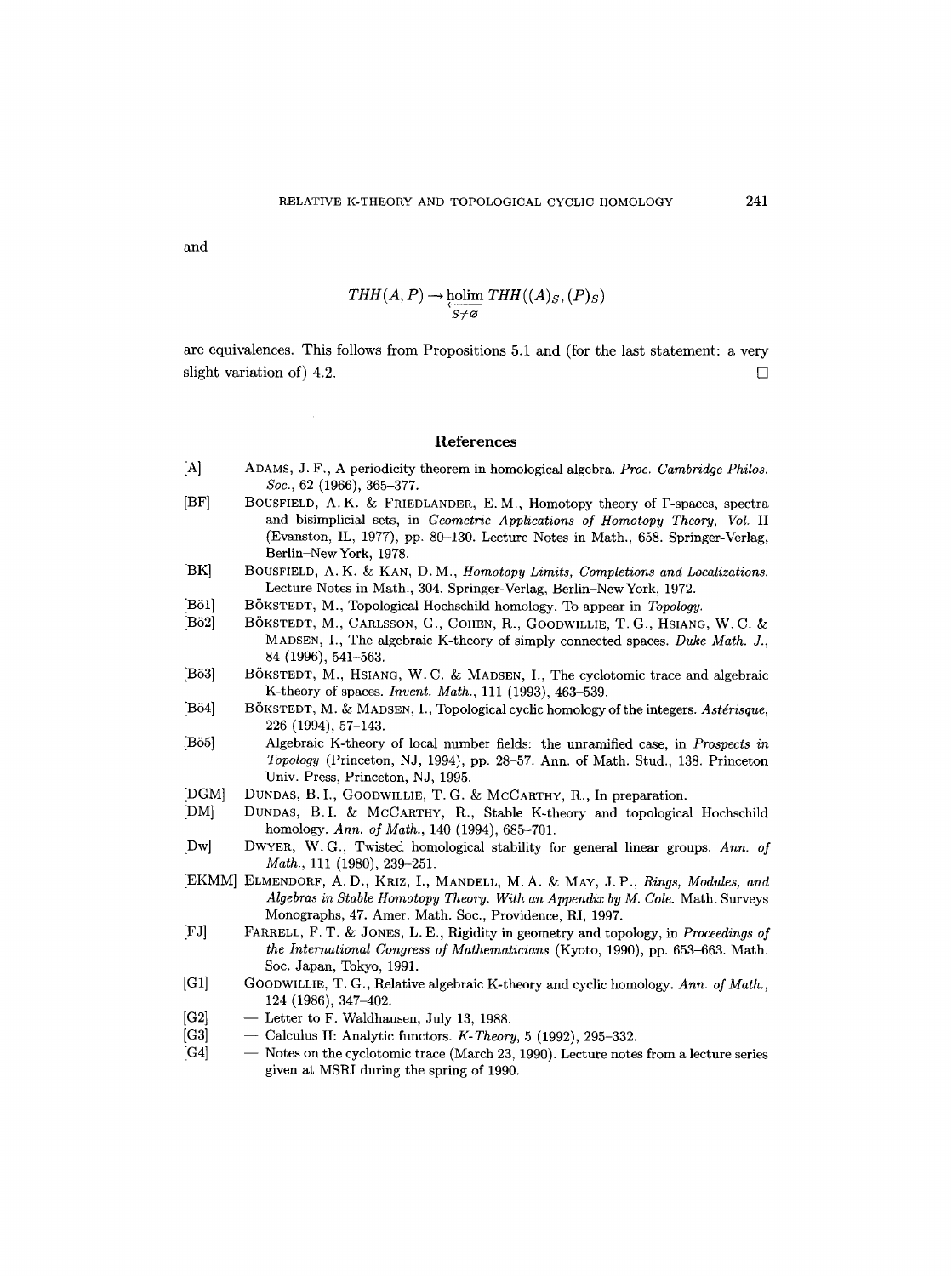and

$$THH(A, P) \to \underset{S \neq \varnothing}{\underleftarrow{\operatorname{holim}}}\, THH((A)_S, (P)_S)$$

are equivalences. This follows from Propositions 5.1 and (for the last statement: a very slight variation of) 4.2. $\square$

## References

[A] ADAMS, J. F., A periodicity theorem in homological algebra. *Proc. Cambridge Philos. Soc.*, 62 (1966), 365–377.

[BF] BOUSFIELD, A. K. & FRIEDLANDER, E. M., Homotopy theory of Γ-spaces, spectra and bisimplicial sets, in *Geometric Applications of Homotopy Theory, Vol. II* (Evanston, IL, 1977), pp. 80–130. Lecture Notes in Math., 658. Springer-Verlag, Berlin–New York, 1978.

[BK] BOUSFIELD, A. K. & KAN, D. M., *Homotopy Limits, Completions and Localizations.* Lecture Notes in Math., 304. Springer-Verlag, Berlin–New York, 1972.

[Bö1] BÖKSTEDT, M., Topological Hochschild homology. To appear in *Topology*.

[Bö2] BÖKSTEDT, M., CARLSSON, G., COHEN, R., GOODWILLIE, T. G., HSIANG, W. C. & MADSEN, I., The algebraic K-theory of simply connected spaces. *Duke Math. J.*, 84 (1996), 541–563.

[Bö3] BÖKSTEDT, M., HSIANG, W. C. & MADSEN, I., The cyclotomic trace and algebraic K-theory of spaces. *Invent. Math.*, 111 (1993), 463–539.

[Bö4] BÖKSTEDT, M. & MADSEN, I., Topological cyclic homology of the integers. *Astérisque*, 226 (1994), 57–143.

[Bö5] — Algebraic K-theory of local number fields: the unramified case, in *Prospects in Topology* (Princeton, NJ, 1994), pp. 28–57. Ann. of Math. Stud., 138. Princeton Univ. Press, Princeton, NJ, 1995.

[DGM] DUNDAS, B. I., GOODWILLIE, T. G. & MCCARTHY, R., In preparation.

[DM] DUNDAS, B. I. & MCCARTHY, R., Stable K-theory and topological Hochschild homology. *Ann. of Math.*, 140 (1994), 685–701.

[Dw] DWYER, W. G., Twisted homological stability for general linear groups. *Ann. of Math.*, 111 (1980), 239–251.

[EKMM] ELMENDORF, A. D., KRIZ, I., MANDELL, M. A. & MAY, J. P., *Rings, Modules, and Algebras in Stable Homotopy Theory. With an Appendix by M. Cole.* Math. Surveys Monographs, 47. Amer. Math. Soc., Providence, RI, 1997.

[FJ] FARRELL, F. T. & JONES, L. E., Rigidity in geometry and topology, in *Proceedings of the International Congress of Mathematicians* (Kyoto, 1990), pp. 653–663. Math. Soc. Japan, Tokyo, 1991.

[G1] GOODWILLIE, T. G., Relative algebraic K-theory and cyclic homology. *Ann. of Math.*, 124 (1986), 347–402.

[G2] — Letter to F. Waldhausen, July 13, 1988.

[G3] — Calculus II: Analytic functors. *K-Theory*, 5 (1992), 295–332.

[G4] — Notes on the cyclotomic trace (March 23, 1990). Lecture notes from a lecture series given at MSRI during the spring of 1990.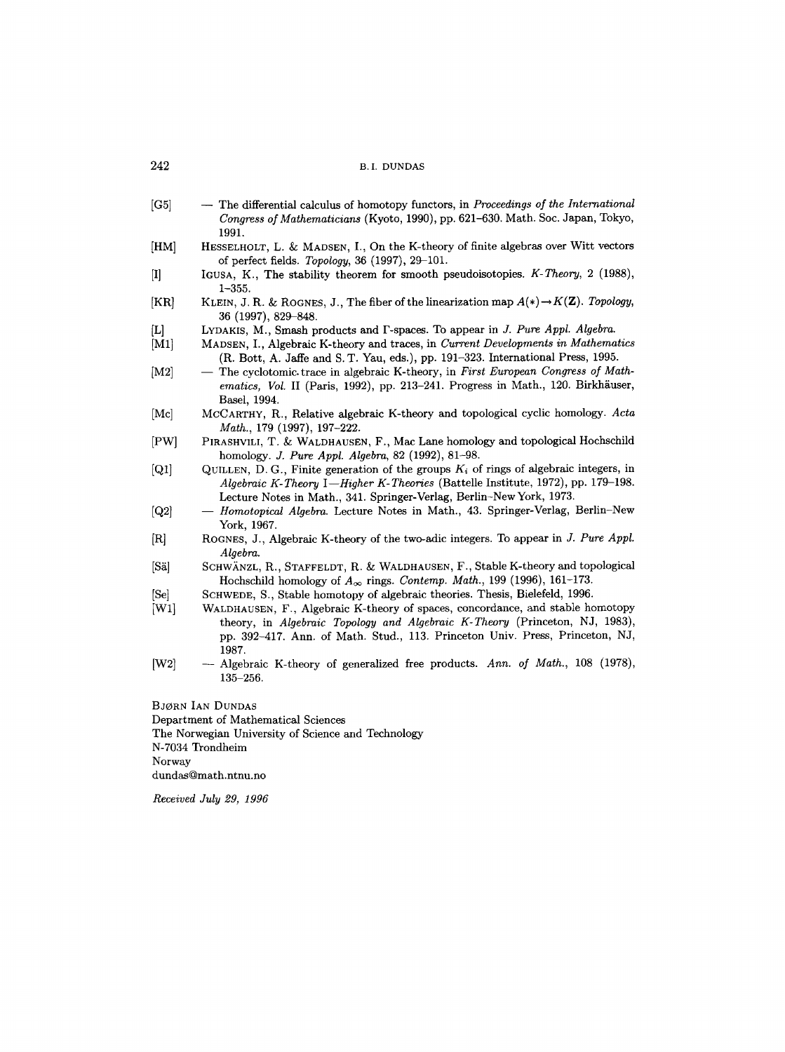[G5] — The differential calculus of homotopy functors, in *Proceedings of the International Congress of Mathematicians* (Kyoto, 1990), pp. 621–630. Math. Soc. Japan, Tokyo, 1991.

[HM] HESSELHOLT, L. & MADSEN, I., On the K-theory of finite algebras over Witt vectors of perfect fields. *Topology*, 36 (1997), 29–101.

[I] IGUSA, K., The stability theorem for smooth pseudoisotopies. *K-Theory*, 2 (1988), 1–355.

[KR] KLEIN, J. R. & ROGNES, J., The fiber of the linearization map $A(*) \to K(\mathbf{Z})$. *Topology*, 36 (1997), 829–848.

[L] LYDAKIS, M., Smash products and Γ-spaces. To appear in *J. Pure Appl. Algebra*.

[M1] MADSEN, I., Algebraic K-theory and traces, in *Current Developments in Mathematics* (R. Bott, A. Jaffe and S. T. Yau, eds.), pp. 191–323. International Press, 1995.

[M2] — The cyclotomic trace in algebraic K-theory, in *First European Congress of Mathematics, Vol.* II (Paris, 1992), pp. 213–241. Progress in Math., 120. Birkhäuser, Basel, 1994.

[Mc] MCCARTHY, R., Relative algebraic K-theory and topological cyclic homology. *Acta Math.*, 179 (1997), 197–222.

[PW] PIRASHVILI, T. & WALDHAUSEN, F., Mac Lane homology and topological Hochschild homology. *J. Pure Appl. Algebra*, 82 (1992), 81–98.

[Q1] QUILLEN, D. G., Finite generation of the groups $K_i$ of rings of algebraic integers, in *Algebraic K-Theory I—Higher K-Theories* (Battelle Institute, 1972), pp. 179–198. Lecture Notes in Math., 341. Springer-Verlag, Berlin–New York, 1973.

[Q2] — *Homotopical Algebra*. Lecture Notes in Math., 43. Springer-Verlag, Berlin–New York, 1967.

[R] ROGNES, J., Algebraic K-theory of the two-adic integers. To appear in *J. Pure Appl. Algebra*.

[Sä] SCHWÄNZL, R., STAFFELDT, R. & WALDHAUSEN, F., Stable K-theory and topological Hochschild homology of $A_\infty$ rings. *Contemp. Math.*, 199 (1996), 161–173.

[Se] SCHWEDE, S., Stable homotopy of algebraic theories. Thesis, Bielefeld, 1996.

[W1] WALDHAUSEN, F., Algebraic K-theory of spaces, concordance, and stable homotopy theory, in *Algebraic Topology and Algebraic K-Theory* (Princeton, NJ, 1983), pp. 392–417. Ann. of Math. Stud., 113. Princeton Univ. Press, Princeton, NJ, 1987.

[W2] — Algebraic K-theory of generalized free products. *Ann. of Math.*, 108 (1978), 135–256.

BJØRN IAN DUNDAS
Department of Mathematical Sciences
The Norwegian University of Science and Technology
N-7034 Trondheim
Norway
dundas@math.ntnu.no

*Received July 29, 1996*